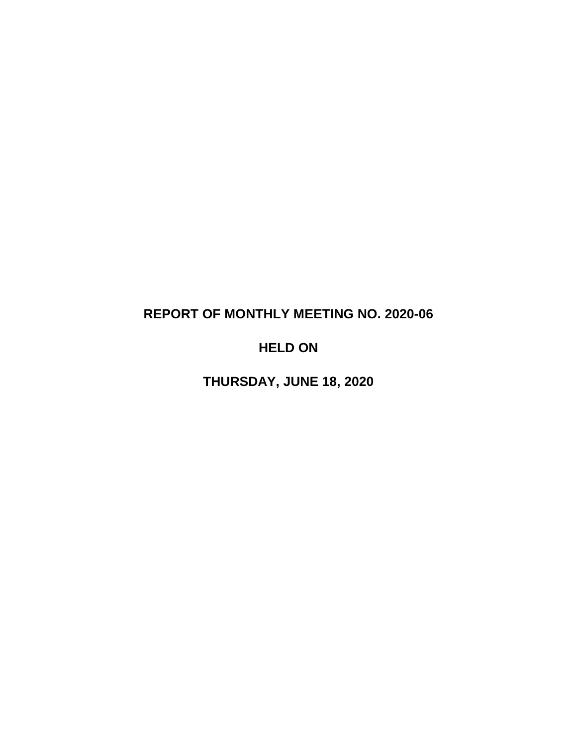# REPORT OF MONTHLY MEETING NO. 2020-06

# HELD ON

# THURSDAY, JUNE 18, 2020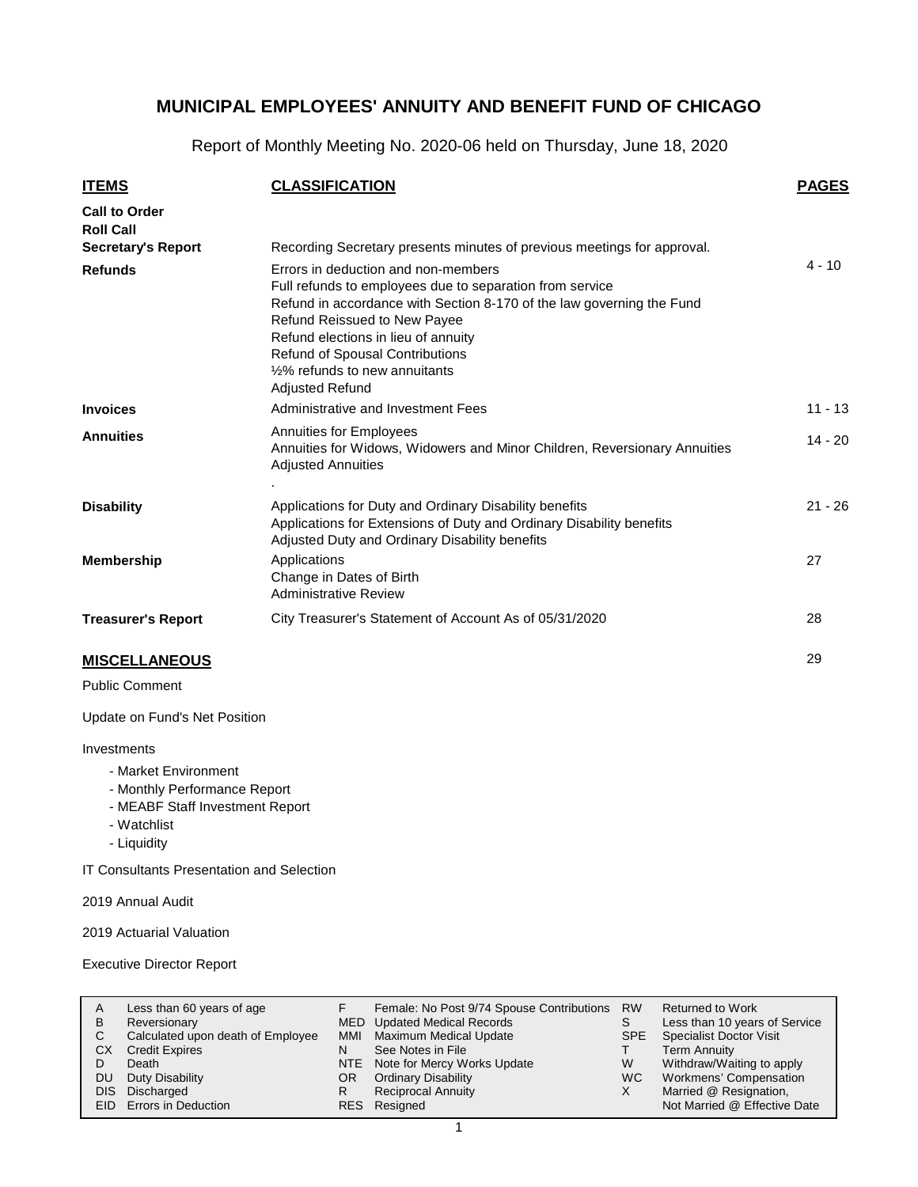# MUNICIPAL EMPLOYEES' ANNUITY AND BENEFIT FUND OF CHICAGO

Report of Monthly Meeting No. 2020-06 held on Thursday, June 18, 2020

| ITEMS | CLASSIFICATION | PAGES |
|---|---|---|
| **Call to Order** | | |
| **Roll Call** | | |
| **Secretary's Report** | Recording Secretary presents minutes of previous meetings for approval. | |
| **Refunds** | Errors in deduction and non-members<br>Full refunds to employees due to separation from service<br>Refund in accordance with Section 8-170 of the law governing the Fund<br>Refund Reissued to New Payee<br>Refund elections in lieu of annuity<br>Refund of Spousal Contributions<br>½% refunds to new annuitants<br>Adjusted Refund | 4 - 10 |
| **Invoices** | Administrative and Investment Fees | 11 - 13 |
| **Annuities** | Annuities for Employees<br>Annuities for Widows, Widowers and Minor Children, Reversionary Annuities<br>Adjusted Annuities<br>. | 14 - 20 |
| **Disability** | Applications for Duty and Ordinary Disability benefits<br>Applications for Extensions of Duty and Ordinary Disability benefits<br>Adjusted Duty and Ordinary Disability benefits | 21 - 26 |
| **Membership** | Applications<br>Change in Dates of Birth<br>Administrative Review | 27 |
| **Treasurer's Report** | City Treasurer's Statement of Account As of 05/31/2020 | 28 |

## MISCELLANEOUS — 29

Public Comment

Update on Fund's Net Position

Investments

- Market Environment
- Monthly Performance Report
- MEABF Staff Investment Report
- Watchlist
- Liquidity

IT Consultants Presentation and Selection

2019 Annual Audit

2019 Actuarial Valuation

Executive Director Report

| | | | | | |
|---|---|---|---|---|---|
| A | Less than 60 years of age | F | Female: No Post 9/74 Spouse Contributions | RW | Returned to Work |
| B | Reversionary | MED | Updated Medical Records | S | Less than 10 years of Service |
| C | Calculated upon death of Employee | MMI | Maximum Medical Update | SPE | Specialist Doctor Visit |
| CX | Credit Expires | N | See Notes in File | T | Term Annuity |
| D | Death | NTE | Note for Mercy Works Update | W | Withdraw/Waiting to apply |
| DU | Duty Disability | OR | Ordinary Disability | WC | Workmens' Compensation |
| DIS | Discharged | R | Reciprocal Annuity | X | Married @ Resignation, Not Married @ Effective Date |
| EID | Errors in Deduction | RES | Resigned | | |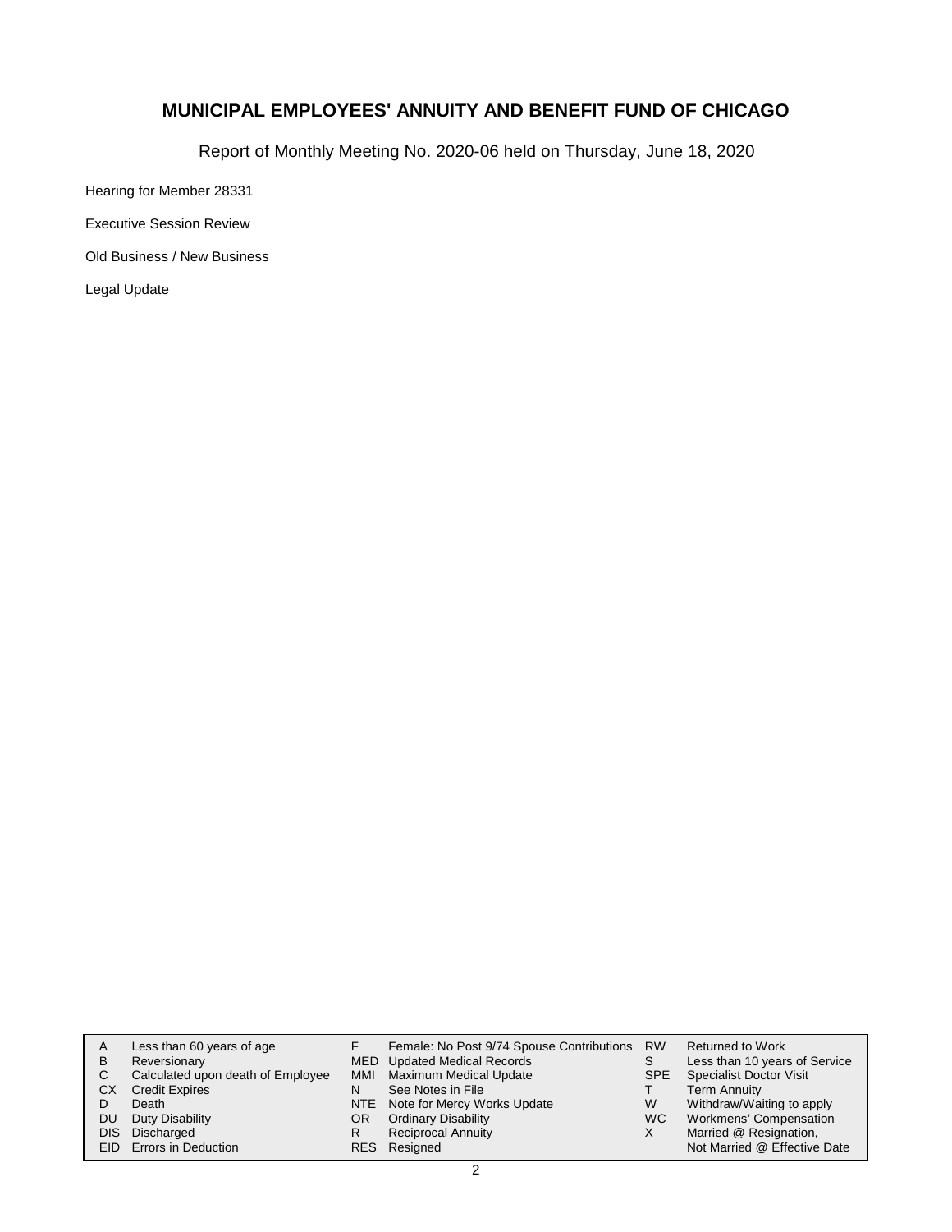## MUNICIPAL EMPLOYEES' ANNUITY AND BENEFIT FUND OF CHICAGO

Report of Monthly Meeting No. 2020-06 held on Thursday, June 18, 2020

Hearing for Member 28331

Executive Session Review

Old Business / New Business

Legal Update

| | | | | | | |
|---|---|---|---|---|---|---|
| A | Less than 60 years of age | F | Female: No Post 9/74 Spouse Contributions | RW | Returned to Work |
| B | Reversionary | MED | Updated Medical Records | S | Less than 10 years of Service |
| C | Calculated upon death of Employee | MMI | Maximum Medical Update | SPE | Specialist Doctor Visit |
| CX | Credit Expires | N | See Notes in File | T | Term Annuity |
| D | Death | NTE | Note for Mercy Works Update | W | Withdraw/Waiting to apply |
| DU | Duty Disability | OR | Ordinary Disability | WC | Workmens' Compensation |
| DIS | Discharged | R | Reciprocal Annuity | X | Married @ Resignation, Not Married @ Effective Date |
| EID | Errors in Deduction | RES | Resigned | | |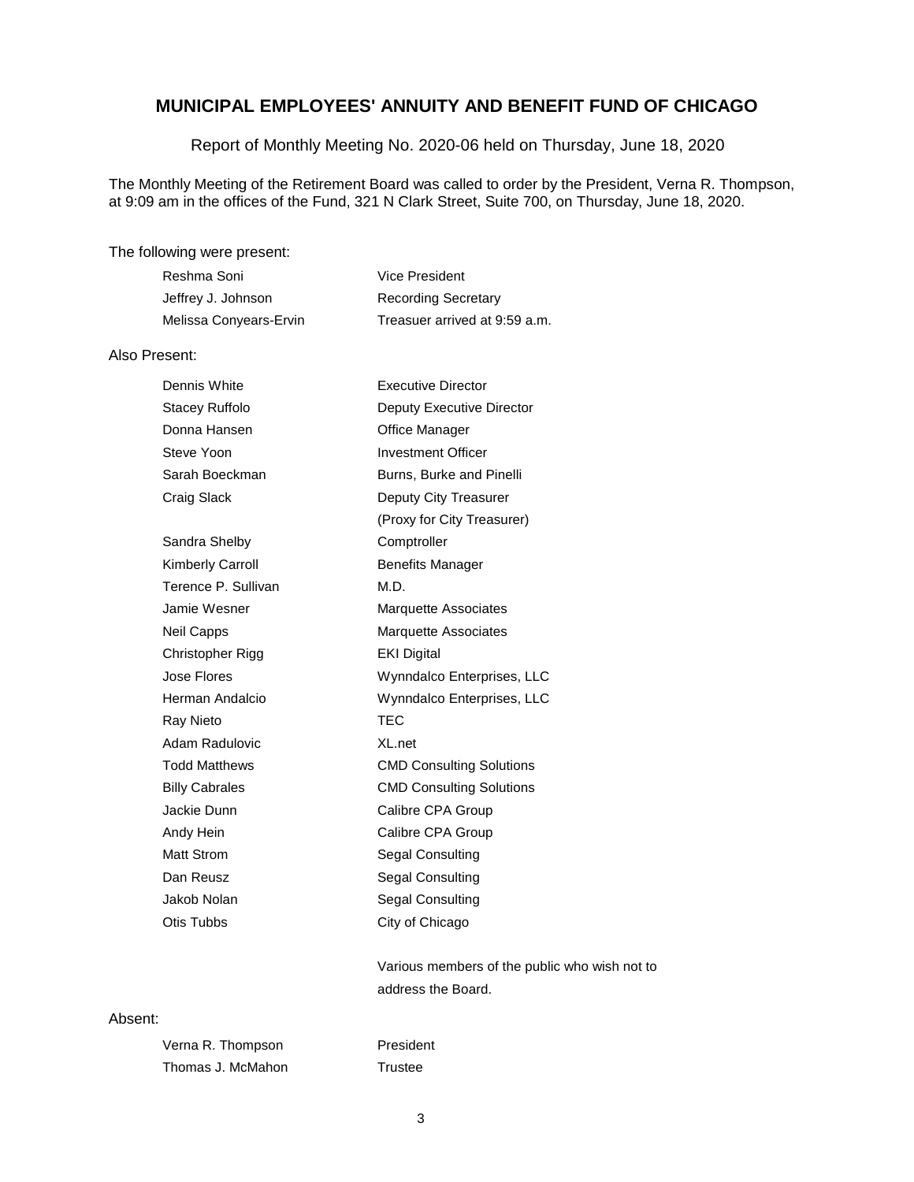# MUNICIPAL EMPLOYEES' ANNUITY AND BENEFIT FUND OF CHICAGO

Report of Monthly Meeting No. 2020-06 held on Thursday, June 18, 2020

The Monthly Meeting of the Retirement Board was called to order by the President, Verna R. Thompson, at 9:09 am in the offices of the Fund, 321 N Clark Street, Suite 700, on Thursday, June 18, 2020.

The following were present:

| | |
|---|---|
| Reshma Soni | Vice President |
| Jeffrey J. Johnson | Recording Secretary |
| Melissa Conyears-Ervin | Treasuer arrived at 9:59 a.m. |

Also Present:

| | |
|---|---|
| Dennis White | Executive Director |
| Stacey Ruffolo | Deputy Executive Director |
| Donna Hansen | Office Manager |
| Steve Yoon | Investment Officer |
| Sarah Boeckman | Burns, Burke and Pinelli |
| Craig Slack | Deputy City Treasurer (Proxy for City Treasurer) |
| Sandra Shelby | Comptroller |
| Kimberly Carroll | Benefits Manager |
| Terence P. Sullivan | M.D. |
| Jamie Wesner | Marquette Associates |
| Neil Capps | Marquette Associates |
| Christopher Rigg | EKI Digital |
| Jose Flores | Wynndalco Enterprises, LLC |
| Herman Andalcio | Wynndalco Enterprises, LLC |
| Ray Nieto | TEC |
| Adam Radulovic | XL.net |
| Todd Matthews | CMD Consulting Solutions |
| Billy Cabrales | CMD Consulting Solutions |
| Jackie Dunn | Calibre CPA Group |
| Andy Hein | Calibre CPA Group |
| Matt Strom | Segal Consulting |
| Dan Reusz | Segal Consulting |
| Jakob Nolan | Segal Consulting |
| Otis Tubbs | City of Chicago |
| | Various members of the public who wish not to address the Board. |

Absent:

| | |
|---|---|
| Verna R. Thompson | President |
| Thomas J. McMahon | Trustee |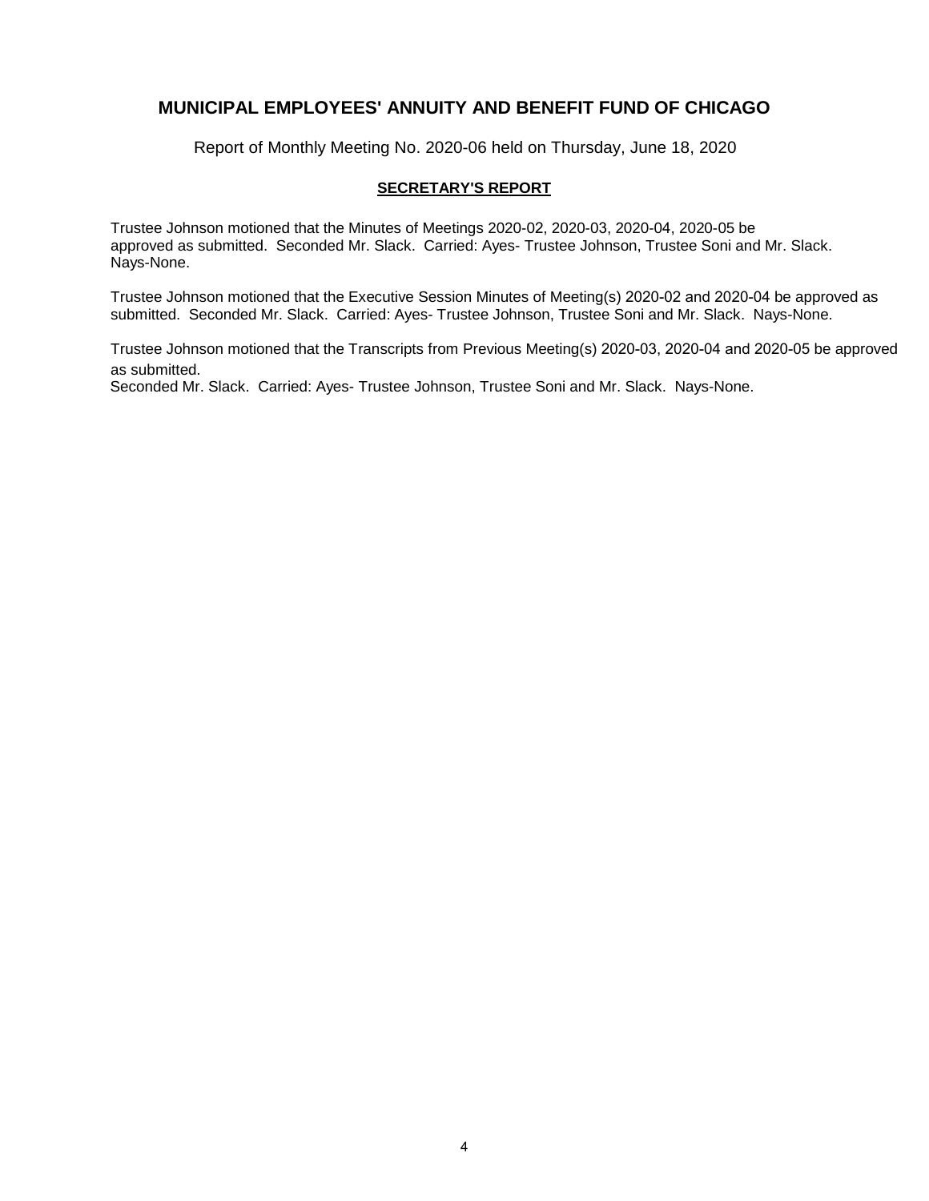## MUNICIPAL EMPLOYEES' ANNUITY AND BENEFIT FUND OF CHICAGO

Report of Monthly Meeting No. 2020-06 held on Thursday, June 18, 2020

### SECRETARY'S REPORT

Trustee Johnson motioned that the Minutes of Meetings 2020-02, 2020-03, 2020-04, 2020-05 be approved as submitted. Seconded Mr. Slack. Carried: Ayes- Trustee Johnson, Trustee Soni and Mr. Slack. Nays-None.

Trustee Johnson motioned that the Executive Session Minutes of Meeting(s) 2020-02 and 2020-04 be approved as submitted. Seconded Mr. Slack. Carried: Ayes- Trustee Johnson, Trustee Soni and Mr. Slack. Nays-None.

Trustee Johnson motioned that the Transcripts from Previous Meeting(s) 2020-03, 2020-04 and 2020-05 be approved as submitted.
Seconded Mr. Slack. Carried: Ayes- Trustee Johnson, Trustee Soni and Mr. Slack. Nays-None.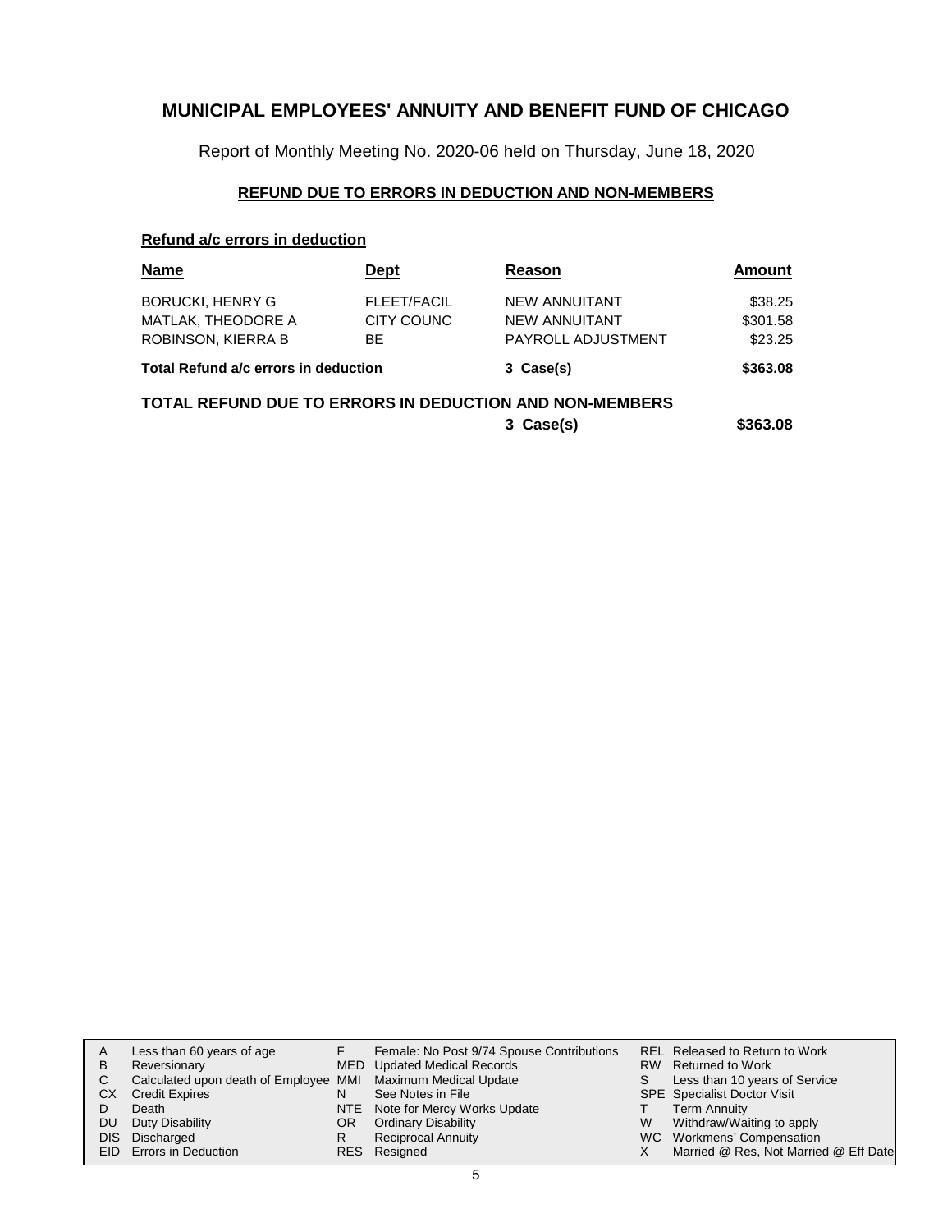# MUNICIPAL EMPLOYEES' ANNUITY AND BENEFIT FUND OF CHICAGO

Report of Monthly Meeting No. 2020-06 held on Thursday, June 18, 2020

## REFUND DUE TO ERRORS IN DEDUCTION AND NON-MEMBERS

### Refund a/c errors in deduction

| Name | Dept | Reason | Amount |
|---|---|---|---|
| BORUCKI, HENRY G | FLEET/FACIL | NEW ANNUITANT | $38.25 |
| MATLAK, THEODORE A | CITY COUNC | NEW ANNUITANT | $301.58 |
| ROBINSON, KIERRA B | BE | PAYROLL ADJUSTMENT | $23.25 |
| **Total Refund a/c errors in deduction** | | **3 Case(s)** | **$363.08** |

**TOTAL REFUND DUE TO ERRORS IN DEDUCTION AND NON-MEMBERS** **3 Case(s)** **$363.08**

| | | | | | |
|---|---|---|---|---|---|
| A | Less than 60 years of age | F | Female: No Post 9/74 Spouse Contributions | REL | Released to Return to Work |
| B | Reversionary | MED | Updated Medical Records | RW | Returned to Work |
| C | Calculated upon death of Employee | MMI | Maximum Medical Update | S | Less than 10 years of Service |
| CX | Credit Expires | N | See Notes in File | SPE | Specialist Doctor Visit |
| D | Death | NTE | Note for Mercy Works Update | T | Term Annuity |
| DU | Duty Disability | OR | Ordinary Disability | W | Withdraw/Waiting to apply |
| DIS | Discharged | R | Reciprocal Annuity | WC | Workmens' Compensation |
| EID | Errors in Deduction | RES | Resigned | X | Married @ Res, Not Married @ Eff Date |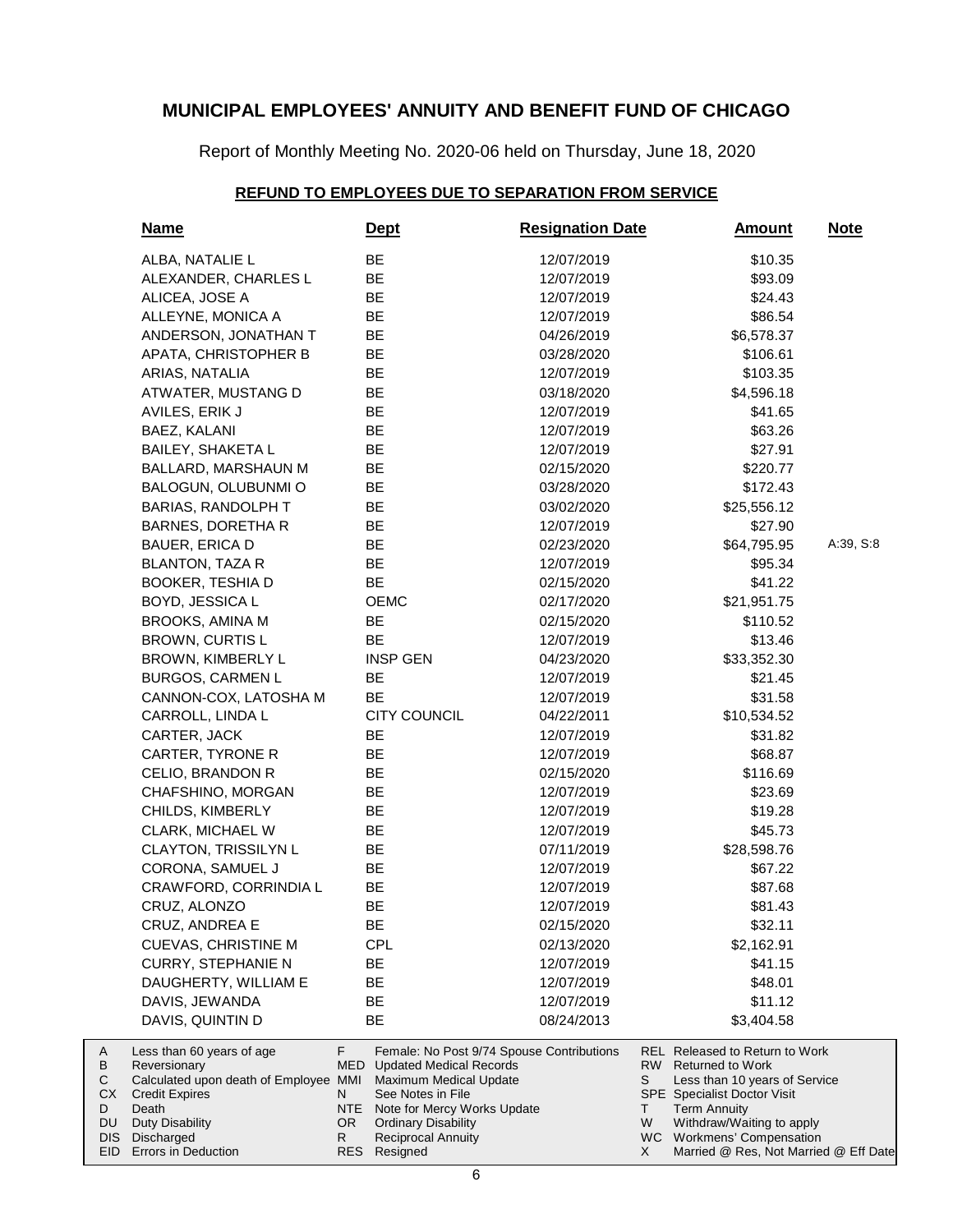# MUNICIPAL EMPLOYEES' ANNUITY AND BENEFIT FUND OF CHICAGO

Report of Monthly Meeting No. 2020-06 held on Thursday, June 18, 2020

## REFUND TO EMPLOYEES DUE TO SEPARATION FROM SERVICE

| Name | Dept | Resignation Date | Amount | Note |
|---|---|---|---|---|
| ALBA, NATALIE L | BE | 12/07/2019 | $10.35 | |
| ALEXANDER, CHARLES L | BE | 12/07/2019 | $93.09 | |
| ALICEA, JOSE A | BE | 12/07/2019 | $24.43 | |
| ALLEYNE, MONICA A | BE | 12/07/2019 | $86.54 | |
| ANDERSON, JONATHAN T | BE | 04/26/2019 | $6,578.37 | |
| APATA, CHRISTOPHER B | BE | 03/28/2020 | $106.61 | |
| ARIAS, NATALIA | BE | 12/07/2019 | $103.35 | |
| ATWATER, MUSTANG D | BE | 03/18/2020 | $4,596.18 | |
| AVILES, ERIK J | BE | 12/07/2019 | $41.65 | |
| BAEZ, KALANI | BE | 12/07/2019 | $63.26 | |
| BAILEY, SHAKETA L | BE | 12/07/2019 | $27.91 | |
| BALLARD, MARSHAUN M | BE | 02/15/2020 | $220.77 | |
| BALOGUN, OLUBUNMI O | BE | 03/28/2020 | $172.43 | |
| BARIAS, RANDOLPH T | BE | 03/02/2020 | $25,556.12 | |
| BARNES, DORETHA R | BE | 12/07/2019 | $27.90 | |
| BAUER, ERICA D | BE | 02/23/2020 | $64,795.95 | A:39, S:8 |
| BLANTON, TAZA R | BE | 12/07/2019 | $95.34 | |
| BOOKER, TESHIA D | BE | 02/15/2020 | $41.22 | |
| BOYD, JESSICA L | OEMC | 02/17/2020 | $21,951.75 | |
| BROOKS, AMINA M | BE | 02/15/2020 | $110.52 | |
| BROWN, CURTIS L | BE | 12/07/2019 | $13.46 | |
| BROWN, KIMBERLY L | INSP GEN | 04/23/2020 | $33,352.30 | |
| BURGOS, CARMEN L | BE | 12/07/2019 | $21.45 | |
| CANNON-COX, LATOSHA M | BE | 12/07/2019 | $31.58 | |
| CARROLL, LINDA L | CITY COUNCIL | 04/22/2011 | $10,534.52 | |
| CARTER, JACK | BE | 12/07/2019 | $31.82 | |
| CARTER, TYRONE R | BE | 12/07/2019 | $68.87 | |
| CELIO, BRANDON R | BE | 02/15/2020 | $116.69 | |
| CHAFSHINO, MORGAN | BE | 12/07/2019 | $23.69 | |
| CHILDS, KIMBERLY | BE | 12/07/2019 | $19.28 | |
| CLARK, MICHAEL W | BE | 12/07/2019 | $45.73 | |
| CLAYTON, TRISSILYN L | BE | 07/11/2019 | $28,598.76 | |
| CORONA, SAMUEL J | BE | 12/07/2019 | $67.22 | |
| CRAWFORD, CORRINDIA L | BE | 12/07/2019 | $87.68 | |
| CRUZ, ALONZO | BE | 12/07/2019 | $81.43 | |
| CRUZ, ANDREA E | BE | 02/15/2020 | $32.11 | |
| CUEVAS, CHRISTINE M | CPL | 02/13/2020 | $2,162.91 | |
| CURRY, STEPHANIE N | BE | 12/07/2019 | $41.15 | |
| DAUGHERTY, WILLIAM E | BE | 12/07/2019 | $48.01 | |
| DAVIS, JEWANDA | BE | 12/07/2019 | $11.12 | |
| DAVIS, QUINTIN D | BE | 08/24/2013 | $3,404.58 | |

| | | | | | |
|---|---|---|---|---|---|
| A | Less than 60 years of age | F | Female: No Post 9/74 Spouse Contributions | REL | Released to Return to Work |
| B | Reversionary | MED | Updated Medical Records | RW | Returned to Work |
| C | Calculated upon death of Employee | MMI | Maximum Medical Update | S | Less than 10 years of Service |
| CX | Credit Expires | N | See Notes in File | SPE | Specialist Doctor Visit |
| D | Death | NTE | Note for Mercy Works Update | T | Term Annuity |
| DU | Duty Disability | OR | Ordinary Disability | W | Withdraw/Waiting to apply |
| DIS | Discharged | R | Reciprocal Annuity | WC | Workmens' Compensation |
| EID | Errors in Deduction | RES | Resigned | X | Married @ Res, Not Married @ Eff Date |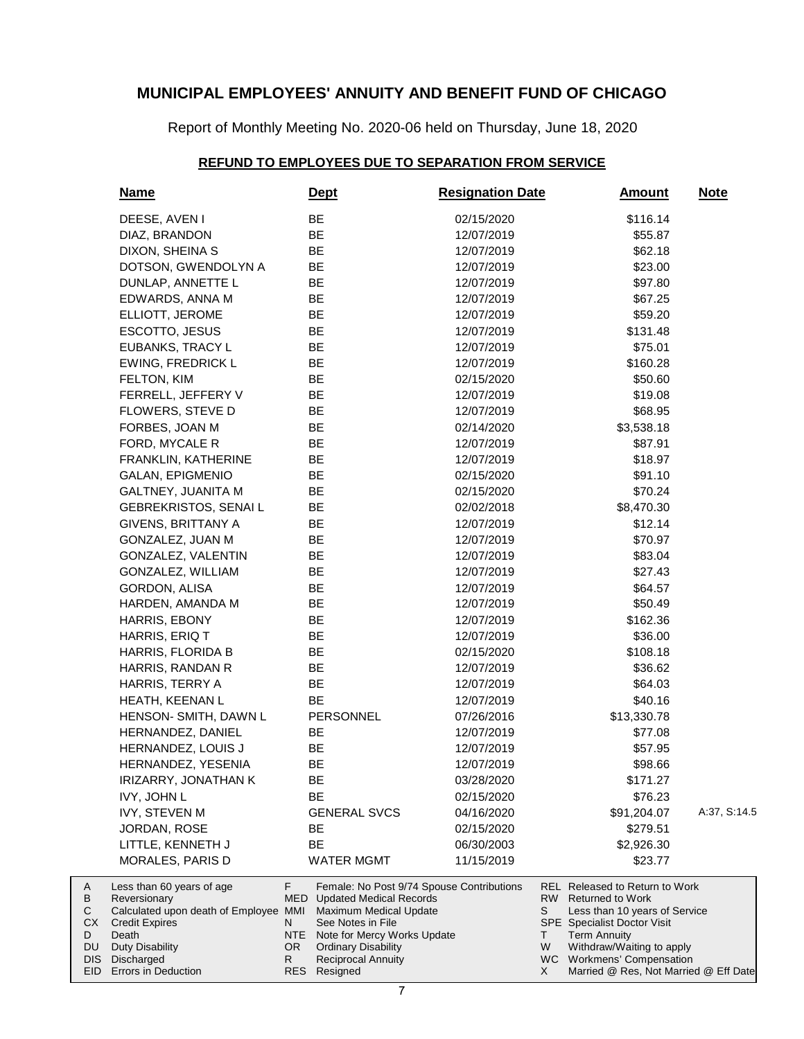# MUNICIPAL EMPLOYEES' ANNUITY AND BENEFIT FUND OF CHICAGO

Report of Monthly Meeting No. 2020-06 held on Thursday, June 18, 2020

## REFUND TO EMPLOYEES DUE TO SEPARATION FROM SERVICE

| Name | Dept | Resignation Date | Amount | Note |
|---|---|---|---|---|
| DEESE, AVEN I | BE | 02/15/2020 | $116.14 | |
| DIAZ, BRANDON | BE | 12/07/2019 | $55.87 | |
| DIXON, SHEINA S | BE | 12/07/2019 | $62.18 | |
| DOTSON, GWENDOLYN A | BE | 12/07/2019 | $23.00 | |
| DUNLAP, ANNETTE L | BE | 12/07/2019 | $97.80 | |
| EDWARDS, ANNA M | BE | 12/07/2019 | $67.25 | |
| ELLIOTT, JEROME | BE | 12/07/2019 | $59.20 | |
| ESCOTTO, JESUS | BE | 12/07/2019 | $131.48 | |
| EUBANKS, TRACY L | BE | 12/07/2019 | $75.01 | |
| EWING, FREDRICK L | BE | 12/07/2019 | $160.28 | |
| FELTON, KIM | BE | 02/15/2020 | $50.60 | |
| FERRELL, JEFFERY V | BE | 12/07/2019 | $19.08 | |
| FLOWERS, STEVE D | BE | 12/07/2019 | $68.95 | |
| FORBES, JOAN M | BE | 02/14/2020 | $3,538.18 | |
| FORD, MYCALE R | BE | 12/07/2019 | $87.91 | |
| FRANKLIN, KATHERINE | BE | 12/07/2019 | $18.97 | |
| GALAN, EPIGMENIO | BE | 02/15/2020 | $91.10 | |
| GALTNEY, JUANITA M | BE | 02/15/2020 | $70.24 | |
| GEBREKRISTOS, SENAI L | BE | 02/02/2018 | $8,470.30 | |
| GIVENS, BRITTANY A | BE | 12/07/2019 | $12.14 | |
| GONZALEZ, JUAN M | BE | 12/07/2019 | $70.97 | |
| GONZALEZ, VALENTIN | BE | 12/07/2019 | $83.04 | |
| GONZALEZ, WILLIAM | BE | 12/07/2019 | $27.43 | |
| GORDON, ALISA | BE | 12/07/2019 | $64.57 | |
| HARDEN, AMANDA M | BE | 12/07/2019 | $50.49 | |
| HARRIS, EBONY | BE | 12/07/2019 | $162.36 | |
| HARRIS, ERIQ T | BE | 12/07/2019 | $36.00 | |
| HARRIS, FLORIDA B | BE | 02/15/2020 | $108.18 | |
| HARRIS, RANDAN R | BE | 12/07/2019 | $36.62 | |
| HARRIS, TERRY A | BE | 12/07/2019 | $64.03 | |
| HEATH, KEENAN L | BE | 12/07/2019 | $40.16 | |
| HENSON- SMITH, DAWN L | PERSONNEL | 07/26/2016 | $13,330.78 | |
| HERNANDEZ, DANIEL | BE | 12/07/2019 | $77.08 | |
| HERNANDEZ, LOUIS J | BE | 12/07/2019 | $57.95 | |
| HERNANDEZ, YESENIA | BE | 12/07/2019 | $98.66 | |
| IRIZARRY, JONATHAN K | BE | 03/28/2020 | $171.27 | |
| IVY, JOHN L | BE | 02/15/2020 | $76.23 | |
| IVY, STEVEN M | GENERAL SVCS | 04/16/2020 | $91,204.07 | A:37, S:14.5 |
| JORDAN, ROSE | BE | 02/15/2020 | $279.51 | |
| LITTLE, KENNETH J | BE | 06/30/2003 | $2,926.30 | |
| MORALES, PARIS D | WATER MGMT | 11/15/2019 | $23.77 | |

| Code | Description | Code | Description | Code | Description |
|---|---|---|---|---|---|
| A | Less than 60 years of age | F | Female: No Post 9/74 Spouse Contributions | REL | Released to Return to Work |
| B | Reversionary | MED | Updated Medical Records | RW | Returned to Work |
| C | Calculated upon death of Employee | MMI | Maximum Medical Update | S | Less than 10 years of Service |
| CX | Credit Expires | N | See Notes in File | SPE | Specialist Doctor Visit |
| D | Death | NTE | Note for Mercy Works Update | T | Term Annuity |
| DU | Duty Disability | OR | Ordinary Disability | W | Withdraw/Waiting to apply |
| DIS | Discharged | R | Reciprocal Annuity | WC | Workmens' Compensation |
| EID | Errors in Deduction | RES | Resigned | X | Married @ Res, Not Married @ Eff Date |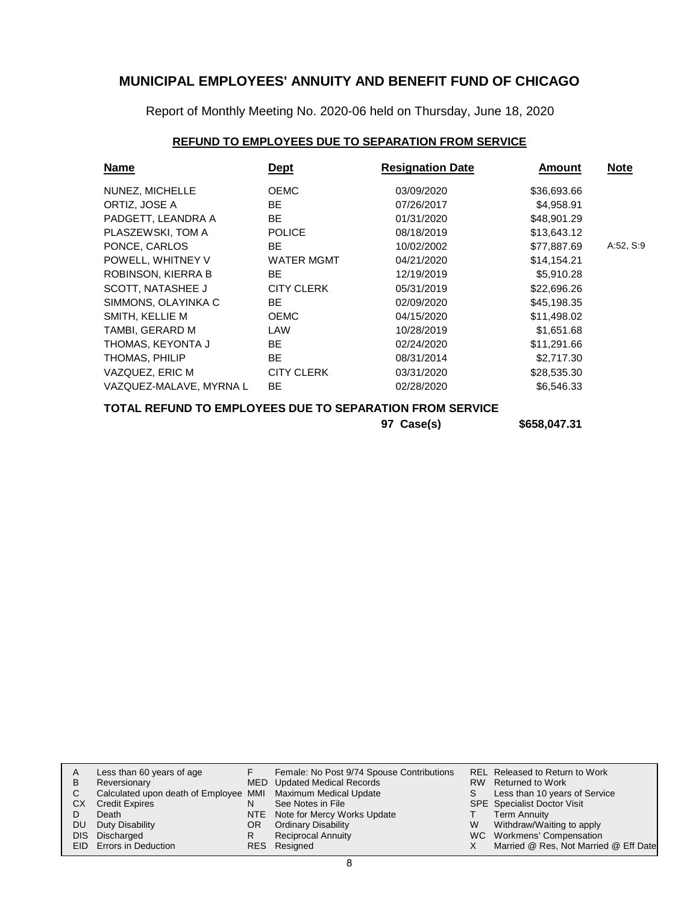# MUNICIPAL EMPLOYEES' ANNUITY AND BENEFIT FUND OF CHICAGO

Report of Monthly Meeting No. 2020-06 held on Thursday, June 18, 2020

## REFUND TO EMPLOYEES DUE TO SEPARATION FROM SERVICE

| Name | Dept | Resignation Date | Amount | Note |
|---|---|---|---|---|
| NUNEZ, MICHELLE | OEMC | 03/09/2020 | $36,693.66 | |
| ORTIZ, JOSE A | BE | 07/26/2017 | $4,958.91 | |
| PADGETT, LEANDRA A | BE | 01/31/2020 | $48,901.29 | |
| PLASZEWSKI, TOM A | POLICE | 08/18/2019 | $13,643.12 | |
| PONCE, CARLOS | BE | 10/02/2002 | $77,887.69 | A:52, S:9 |
| POWELL, WHITNEY V | WATER MGMT | 04/21/2020 | $14,154.21 | |
| ROBINSON, KIERRA B | BE | 12/19/2019 | $5,910.28 | |
| SCOTT, NATASHEE J | CITY CLERK | 05/31/2019 | $22,696.26 | |
| SIMMONS, OLAYINKA C | BE | 02/09/2020 | $45,198.35 | |
| SMITH, KELLIE M | OEMC | 04/15/2020 | $11,498.02 | |
| TAMBI, GERARD M | LAW | 10/28/2019 | $1,651.68 | |
| THOMAS, KEYONTA J | BE | 02/24/2020 | $11,291.66 | |
| THOMAS, PHILIP | BE | 08/31/2014 | $2,717.30 | |
| VAZQUEZ, ERIC M | CITY CLERK | 03/31/2020 | $28,535.30 | |
| VAZQUEZ-MALAVE, MYRNA L | BE | 02/28/2020 | $6,546.33 | |

**TOTAL REFUND TO EMPLOYEES DUE TO SEPARATION FROM SERVICE**

**97 Case(s) $658,047.31**

| | | | | | |
|---|---|---|---|---|---|
| A | Less than 60 years of age | F | Female: No Post 9/74 Spouse Contributions | REL | Released to Return to Work |
| B | Reversionary | MED | Updated Medical Records | RW | Returned to Work |
| C | Calculated upon death of Employee | MMI | Maximum Medical Update | S | Less than 10 years of Service |
| CX | Credit Expires | N | See Notes in File | SPE | Specialist Doctor Visit |
| D | Death | NTE | Note for Mercy Works Update | T | Term Annuity |
| DU | Duty Disability | OR | Ordinary Disability | W | Withdraw/Waiting to apply |
| DIS | Discharged | R | Reciprocal Annuity | WC | Workmens' Compensation |
| EID | Errors in Deduction | RES | Resigned | X | Married @ Res, Not Married @ Eff Date |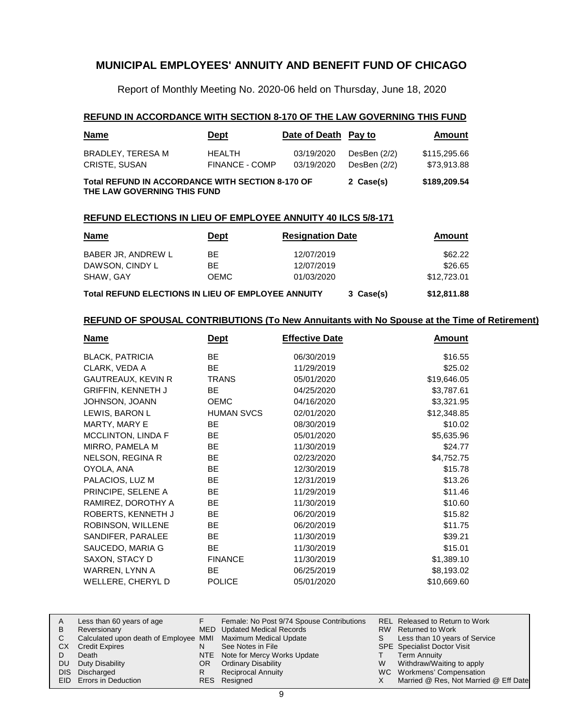## MUNICIPAL EMPLOYEES' ANNUITY AND BENEFIT FUND OF CHICAGO

Report of Monthly Meeting No. 2020-06 held on Thursday, June 18, 2020

### REFUND IN ACCORDANCE WITH SECTION 8-170 OF THE LAW GOVERNING THIS FUND

| Name | Dept | Date of Death | Pay to | Amount |
|---|---|---|---|---|
| BRADLEY, TERESA M | HEALTH | 03/19/2020 | DesBen (2/2) | $115,295.66 |
| CRISTE, SUSAN | FINANCE - COMP | 03/19/2020 | DesBen (2/2) | $73,913.88 |
| **Total REFUND IN ACCORDANCE WITH SECTION 8-170 OF THE LAW GOVERNING THIS FUND** | | | **2 Case(s)** | **$189,209.54** |

### REFUND ELECTIONS IN LIEU OF EMPLOYEE ANNUITY 40 ILCS 5/8-171

| Name | Dept | Resignation Date | | Amount |
|---|---|---|---|---|
| BABER JR, ANDREW L | BE | 12/07/2019 | | $62.22 |
| DAWSON, CINDY L | BE | 12/07/2019 | | $26.65 |
| SHAW, GAY | OEMC | 01/03/2020 | | $12,723.01 |
| **Total REFUND ELECTIONS IN LIEU OF EMPLOYEE ANNUITY** | | | **3 Case(s)** | **$12,811.88** |

### REFUND OF SPOUSAL CONTRIBUTIONS (To New Annuitants with No Spouse at the Time of Retirement)

| Name | Dept | Effective Date | Amount |
|---|---|---|---|
| BLACK, PATRICIA | BE | 06/30/2019 | $16.55 |
| CLARK, VEDA A | BE | 11/29/2019 | $25.02 |
| GAUTREAUX, KEVIN R | TRANS | 05/01/2020 | $19,646.05 |
| GRIFFIN, KENNETH J | BE | 04/25/2020 | $3,787.61 |
| JOHNSON, JOANN | OEMC | 04/16/2020 | $3,321.95 |
| LEWIS, BARON L | HUMAN SVCS | 02/01/2020 | $12,348.85 |
| MARTY, MARY E | BE | 08/30/2019 | $10.02 |
| MCCLINTON, LINDA F | BE | 05/01/2020 | $5,635.96 |
| MIRRO, PAMELA M | BE | 11/30/2019 | $24.77 |
| NELSON, REGINA R | BE | 02/23/2020 | $4,752.75 |
| OYOLA, ANA | BE | 12/30/2019 | $15.78 |
| PALACIOS, LUZ M | BE | 12/31/2019 | $13.26 |
| PRINCIPE, SELENE A | BE | 11/29/2019 | $11.46 |
| RAMIREZ, DOROTHY A | BE | 11/30/2019 | $10.60 |
| ROBERTS, KENNETH J | BE | 06/20/2019 | $15.82 |
| ROBINSON, WILLENE | BE | 06/20/2019 | $11.75 |
| SANDIFER, PARALEE | BE | 11/30/2019 | $39.21 |
| SAUCEDO, MARIA G | BE | 11/30/2019 | $15.01 |
| SAXON, STACY D | FINANCE | 11/30/2019 | $1,389.10 |
| WARREN, LYNN A | BE | 06/25/2019 | $8,193.02 |
| WELLERE, CHERYL D | POLICE | 05/01/2020 | $10,669.60 |

| | | | | | |
|---|---|---|---|---|---|
| A | Less than 60 years of age | F | Female: No Post 9/74 Spouse Contributions | REL | Released to Return to Work |
| B | Reversionary | MED | Updated Medical Records | RW | Returned to Work |
| C | Calculated upon death of Employee | MMI | Maximum Medical Update | S | Less than 10 years of Service |
| CX | Credit Expires | N | See Notes in File | SPE | Specialist Doctor Visit |
| D | Death | NTE | Note for Mercy Works Update | T | Term Annuity |
| DU | Duty Disability | OR | Ordinary Disability | W | Withdraw/Waiting to apply |
| DIS | Discharged | R | Reciprocal Annuity | WC | Workmens' Compensation |
| EID | Errors in Deduction | RES | Resigned | X | Married @ Res, Not Married @ Eff Date |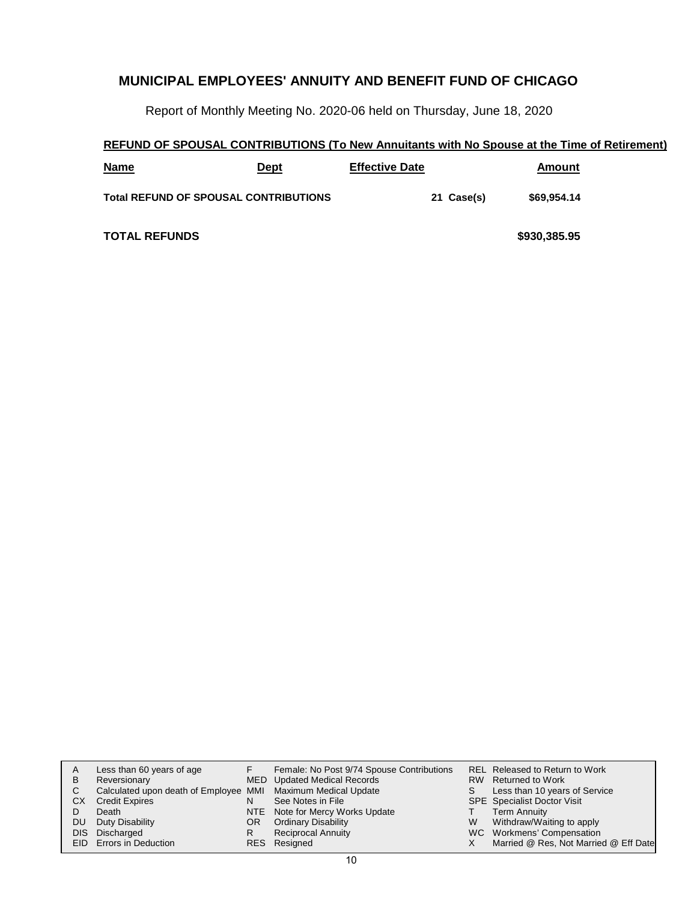## MUNICIPAL EMPLOYEES' ANNUITY AND BENEFIT FUND OF CHICAGO

Report of Monthly Meeting No. 2020-06 held on Thursday, June 18, 2020

**REFUND OF SPOUSAL CONTRIBUTIONS (To New Annuitants with No Spouse at the Time of Retirement)**

| Name | Dept | Effective Date | | Amount |
|---|---|---|---|---|
| **Total REFUND OF SPOUSAL CONTRIBUTIONS** | | | 21 Case(s) | $69,954.14 |
| **TOTAL REFUNDS** | | | | $930,385.95 |

| | | | | | |
|---|---|---|---|---|---|
| A | Less than 60 years of age | F | Female: No Post 9/74 Spouse Contributions | REL | Released to Return to Work |
| B | Reversionary | MED | Updated Medical Records | RW | Returned to Work |
| C | Calculated upon death of Employee | MMI | Maximum Medical Update | S | Less than 10 years of Service |
| CX | Credit Expires | N | See Notes in File | SPE | Specialist Doctor Visit |
| D | Death | NTE | Note for Mercy Works Update | T | Term Annuity |
| DU | Duty Disability | OR | Ordinary Disability | W | Withdraw/Waiting to apply |
| DIS | Discharged | R | Reciprocal Annuity | WC | Workmens' Compensation |
| EID | Errors in Deduction | RES | Resigned | X | Married @ Res, Not Married @ Eff Date |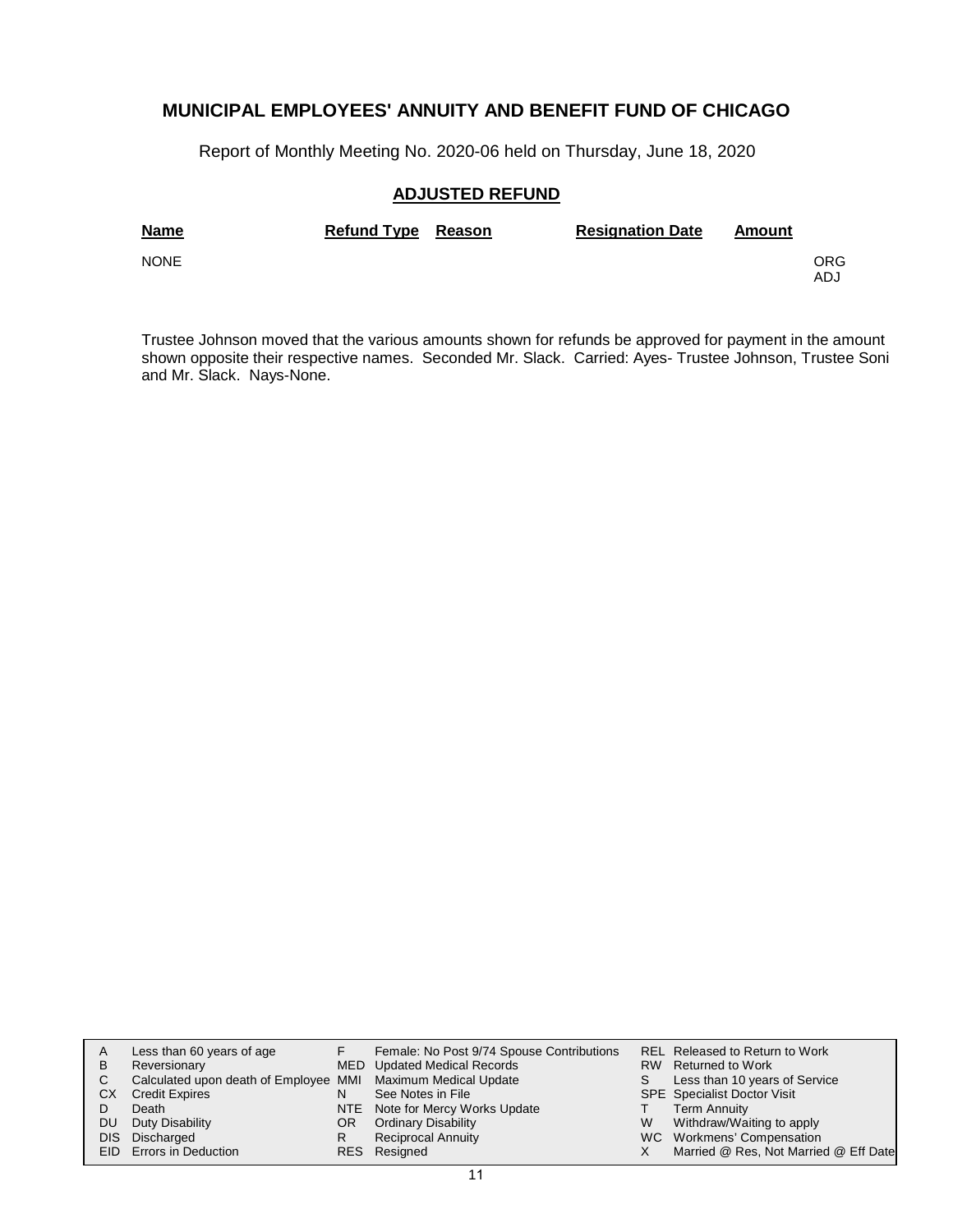# MUNICIPAL EMPLOYEES' ANNUITY AND BENEFIT FUND OF CHICAGO

Report of Monthly Meeting No. 2020-06 held on Thursday, June 18, 2020

## ADJUSTED REFUND

| Name | Refund Type | Reason | Resignation Date | Amount | |
|---|---|---|---|---|---|
| NONE | | | | | ORG<br>ADJ |

Trustee Johnson moved that the various amounts shown for refunds be approved for payment in the amount shown opposite their respective names. Seconded Mr. Slack. Carried: Ayes- Trustee Johnson, Trustee Soni and Mr. Slack. Nays-None.

| | | | | | |
|---|---|---|---|---|---|
| A | Less than 60 years of age | F | Female: No Post 9/74 Spouse Contributions | REL | Released to Return to Work |
| B | Reversionary | MED | Updated Medical Records | RW | Returned to Work |
| C | Calculated upon death of Employee | MMI | Maximum Medical Update | S | Less than 10 years of Service |
| CX | Credit Expires | N | See Notes in File | SPE | Specialist Doctor Visit |
| D | Death | NTE | Note for Mercy Works Update | T | Term Annuity |
| DU | Duty Disability | OR | Ordinary Disability | W | Withdraw/Waiting to apply |
| DIS | Discharged | R | Reciprocal Annuity | WC | Workmens' Compensation |
| EID | Errors in Deduction | RES | Resigned | X | Married @ Res, Not Married @ Eff Date |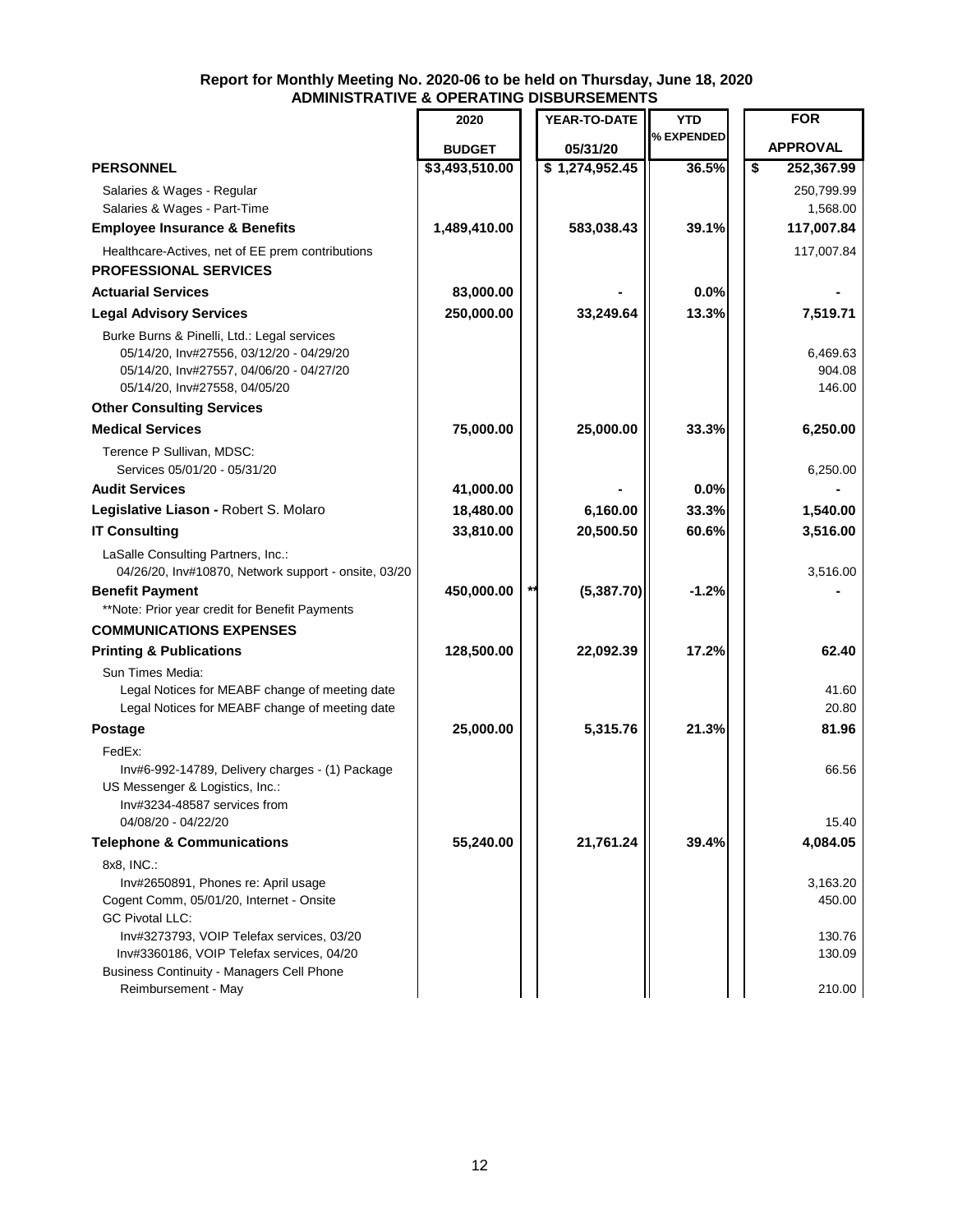**Report for Monthly Meeting No. 2020-06 to be held on Thursday, June 18, 2020**
**ADMINISTRATIVE & OPERATING DISBURSEMENTS**

| | 2020 BUDGET | YEAR-TO-DATE 05/31/20 | YTD % EXPENDED | FOR APPROVAL |
|---|---|---|---|---|
| **PERSONNEL** | **$3,493,510.00** | **$ 1,274,952.45** | **36.5%** | **$ 252,367.99** |
| Salaries & Wages - Regular | | | | 250,799.99 |
| Salaries & Wages - Part-Time | | | | 1,568.00 |
| **Employee Insurance & Benefits** | **1,489,410.00** | **583,038.43** | **39.1%** | **117,007.84** |
| Healthcare-Actives, net of EE prem contributions | | | | 117,007.84 |
| **PROFESSIONAL SERVICES** | | | | |
| **Actuarial Services** | **83,000.00** | **-** | **0.0%** | **-** |
| **Legal Advisory Services** | **250,000.00** | **33,249.64** | **13.3%** | **7,519.71** |
| Burke Burns & Pinelli, Ltd.: Legal services | | | | |
| 05/14/20, Inv#27556, 03/12/20 - 04/29/20 | | | | 6,469.63 |
| 05/14/20, Inv#27557, 04/06/20 - 04/27/20 | | | | 904.08 |
| 05/14/20, Inv#27558, 04/05/20 | | | | 146.00 |
| **Other Consulting Services** | | | | |
| **Medical Services** | **75,000.00** | **25,000.00** | **33.3%** | **6,250.00** |
| Terence P Sullivan, MDSC: | | | | |
| Services 05/01/20 - 05/31/20 | | | | 6,250.00 |
| **Audit Services** | **41,000.00** | **-** | **0.0%** | **-** |
| **Legislative Liason -** Robert S. Molaro | **18,480.00** | **6,160.00** | **33.3%** | **1,540.00** |
| **IT Consulting** | **33,810.00** | **20,500.50** | **60.6%** | **3,516.00** |
| LaSalle Consulting Partners, Inc.: | | | | |
| 04/26/20, Inv#10870, Network support - onsite, 03/20 | | | | 3,516.00 |
| **Benefit Payment** | **450,000.00** | ** **(5,387.70)** | **-1.2%** | **-** |
| **Note: Prior year credit for Benefit Payments | | | | |
| **COMMUNICATIONS EXPENSES** | | | | |
| **Printing & Publications** | **128,500.00** | **22,092.39** | **17.2%** | **62.40** |
| Sun Times Media: | | | | |
| Legal Notices for MEABF change of meeting date | | | | 41.60 |
| Legal Notices for MEABF change of meeting date | | | | 20.80 |
| **Postage** | **25,000.00** | **5,315.76** | **21.3%** | **81.96** |
| FedEx: | | | | |
| Inv#6-992-14789, Delivery charges - (1) Package | | | | 66.56 |
| US Messenger & Logistics, Inc.: | | | | |
| Inv#3234-48587 services from 04/08/20 - 04/22/20 | | | | 15.40 |
| **Telephone & Communications** | **55,240.00** | **21,761.24** | **39.4%** | **4,084.05** |
| 8x8, INC.: | | | | |
| Inv#2650891, Phones re: April usage | | | | 3,163.20 |
| Cogent Comm, 05/01/20, Internet - Onsite | | | | 450.00 |
| GC Pivotal LLC: | | | | |
| Inv#3273793, VOIP Telefax services, 03/20 | | | | 130.76 |
| Inv#3360186, VOIP Telefax services, 04/20 | | | | 130.09 |
| Business Continuity - Managers Cell Phone Reimbursement - May | | | | 210.00 |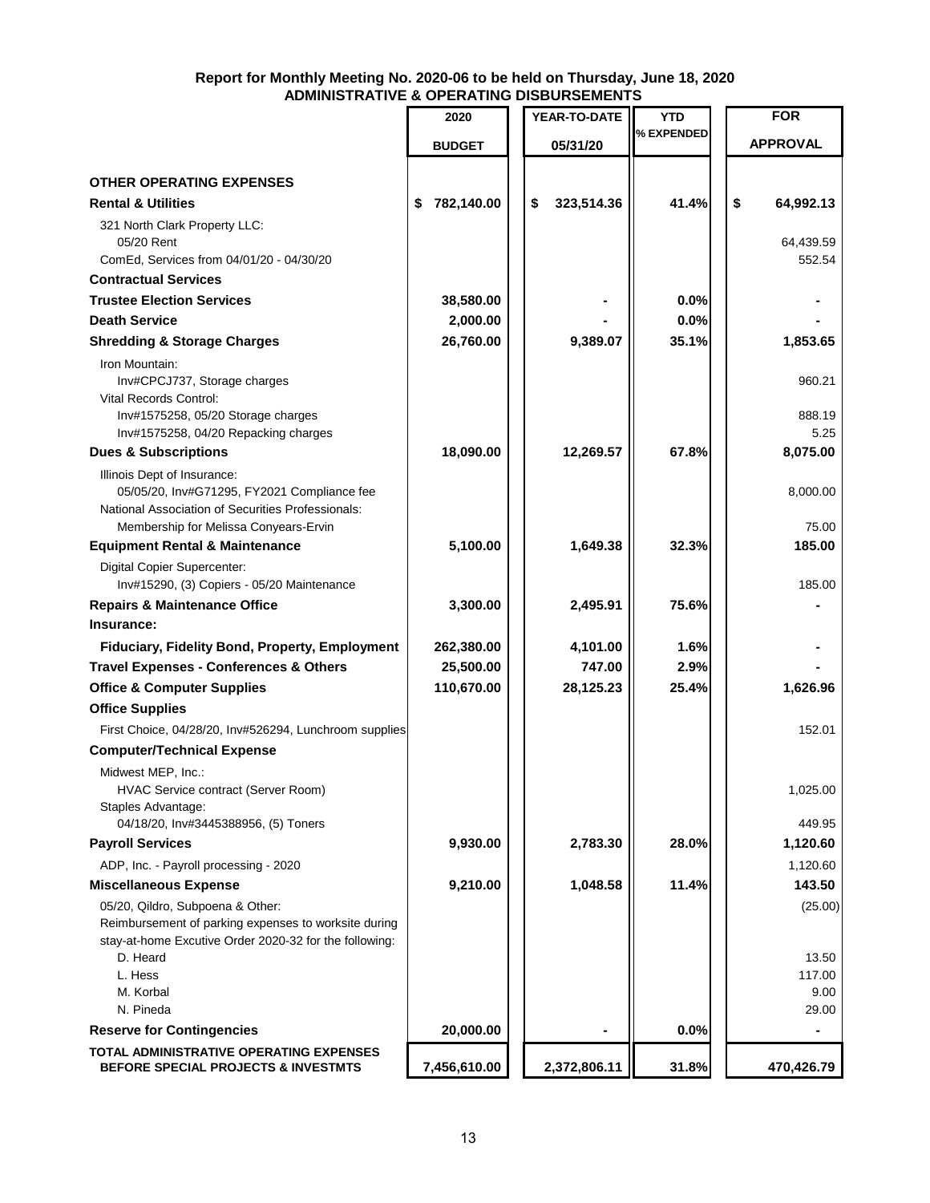**Report for Monthly Meeting No. 2020-06 to be held on Thursday, June 18, 2020**
**ADMINISTRATIVE & OPERATING DISBURSEMENTS**

| | 2020 BUDGET | YEAR-TO-DATE 05/31/20 | YTD % EXPENDED | FOR APPROVAL |
|---|---|---|---|---|
| **OTHER OPERATING EXPENSES** | | | | |
| **Rental & Utilities** | $ 782,140.00 | $ 323,514.36 | 41.4% | $ 64,992.13 |
| 321 North Clark Property LLC: | | | | |
| 05/20 Rent | | | | 64,439.59 |
| ComEd, Services from 04/01/20 - 04/30/20 | | | | 552.54 |
| **Contractual Services** | | | | |
| **Trustee Election Services** | 38,580.00 | - | 0.0% | - |
| **Death Service** | 2,000.00 | - | 0.0% | - |
| **Shredding & Storage Charges** | 26,760.00 | 9,389.07 | 35.1% | 1,853.65 |
| Iron Mountain: | | | | |
| Inv#CPCJ737, Storage charges | | | | 960.21 |
| Vital Records Control: | | | | |
| Inv#1575258, 05/20 Storage charges | | | | 888.19 |
| Inv#1575258, 04/20 Repacking charges | | | | 5.25 |
| **Dues & Subscriptions** | 18,090.00 | 12,269.57 | 67.8% | 8,075.00 |
| Illinois Dept of Insurance: | | | | |
| 05/05/20, Inv#G71295, FY2021 Compliance fee | | | | 8,000.00 |
| National Association of Securities Professionals: | | | | |
| Membership for Melissa Conyears-Ervin | | | | 75.00 |
| **Equipment Rental & Maintenance** | 5,100.00 | 1,649.38 | 32.3% | 185.00 |
| Digital Copier Supercenter: | | | | |
| Inv#15290, (3) Copiers - 05/20 Maintenance | | | | 185.00 |
| **Repairs & Maintenance Office** | 3,300.00 | 2,495.91 | 75.6% | - |
| **Insurance:** | | | | |
| **Fiduciary, Fidelity Bond, Property, Employment** | 262,380.00 | 4,101.00 | 1.6% | - |
| **Travel Expenses - Conferences & Others** | 25,500.00 | 747.00 | 2.9% | - |
| **Office & Computer Supplies** | 110,670.00 | 28,125.23 | 25.4% | 1,626.96 |
| **Office Supplies** | | | | |
| First Choice, 04/28/20, Inv#526294, Lunchroom supplies | | | | 152.01 |
| **Computer/Technical Expense** | | | | |
| Midwest MEP, Inc.: | | | | |
| HVAC Service contract (Server Room) | | | | 1,025.00 |
| Staples Advantage: | | | | |
| 04/18/20, Inv#3445388956, (5) Toners | | | | 449.95 |
| **Payroll Services** | 9,930.00 | 2,783.30 | 28.0% | 1,120.60 |
| ADP, Inc. - Payroll processing - 2020 | | | | 1,120.60 |
| **Miscellaneous Expense** | 9,210.00 | 1,048.58 | 11.4% | 143.50 |
| 05/20, Qildro, Subpoena & Other: | | | | (25.00) |
| Reimbursement of parking expenses to worksite during stay-at-home Excutive Order 2020-32 for the following: | | | | |
| D. Heard | | | | 13.50 |
| L. Hess | | | | 117.00 |
| M. Korbal | | | | 9.00 |
| N. Pineda | | | | 29.00 |
| **Reserve for Contingencies** | 20,000.00 | - | 0.0% | - |
| **TOTAL ADMINISTRATIVE OPERATING EXPENSES BEFORE SPECIAL PROJECTS & INVESTMTS** | 7,456,610.00 | 2,372,806.11 | 31.8% | 470,426.79 |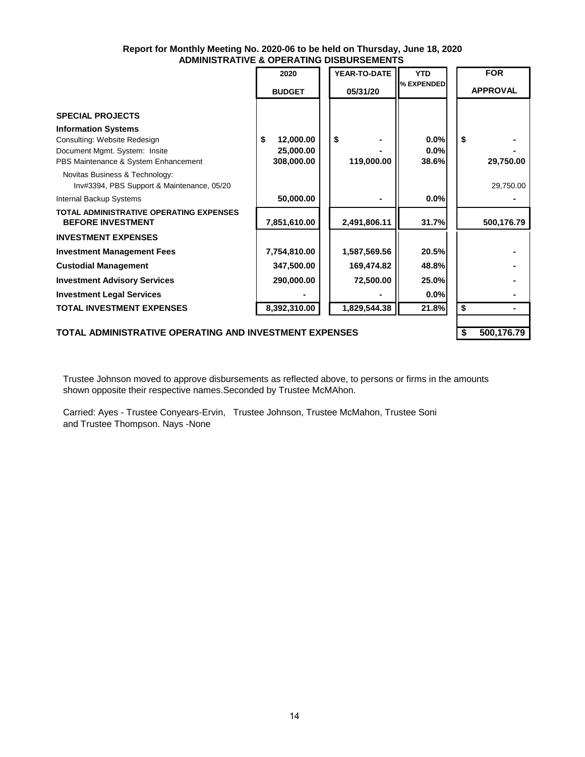**Report for Monthly Meeting No. 2020-06 to be held on Thursday, June 18, 2020**
**ADMINISTRATIVE & OPERATING DISBURSEMENTS**

| | 2020 BUDGET | YEAR-TO-DATE 05/31/20 | YTD % EXPENDED | FOR APPROVAL |
|---|---|---|---|---|
| **SPECIAL PROJECTS** | | | | |
| **Information Systems** | | | | |
| Consulting: Website Redesign | $ 12,000.00 | $ - | 0.0% | $ - |
| Document Mgmt. System: Insite | 25,000.00 | - | 0.0% | - |
| PBS Maintenance & System Enhancement | 308,000.00 | 119,000.00 | 38.6% | 29,750.00 |
| Novitas Business & Technology: Inv#3394, PBS Support & Maintenance, 05/20 | | | | 29,750.00 |
| Internal Backup Systems | 50,000.00 | - | 0.0% | - |
| **TOTAL ADMINISTRATIVE OPERATING EXPENSES BEFORE INVESTMENT** | 7,851,610.00 | 2,491,806.11 | 31.7% | 500,176.79 |
| **INVESTMENT EXPENSES** | | | | |
| **Investment Management Fees** | 7,754,810.00 | 1,587,569.56 | 20.5% | - |
| **Custodial Management** | 347,500.00 | 169,474.82 | 48.8% | - |
| **Investment Advisory Services** | 290,000.00 | 72,500.00 | 25.0% | - |
| **Investment Legal Services** | - | - | 0.0% | - |
| **TOTAL INVESTMENT EXPENSES** | 8,392,310.00 | 1,829,544.38 | 21.8% | $ - |
| **TOTAL ADMINISTRATIVE OPERATING AND INVESTMENT EXPENSES** | | | | $ 500,176.79 |

Trustee Johnson moved to approve disbursements as reflected above, to persons or firms in the amounts shown opposite their respective names.Seconded by Trustee McMAhon.

Carried: Ayes - Trustee Conyears-Ervin, Trustee Johnson, Trustee McMahon, Trustee Soni and Trustee Thompson. Nays -None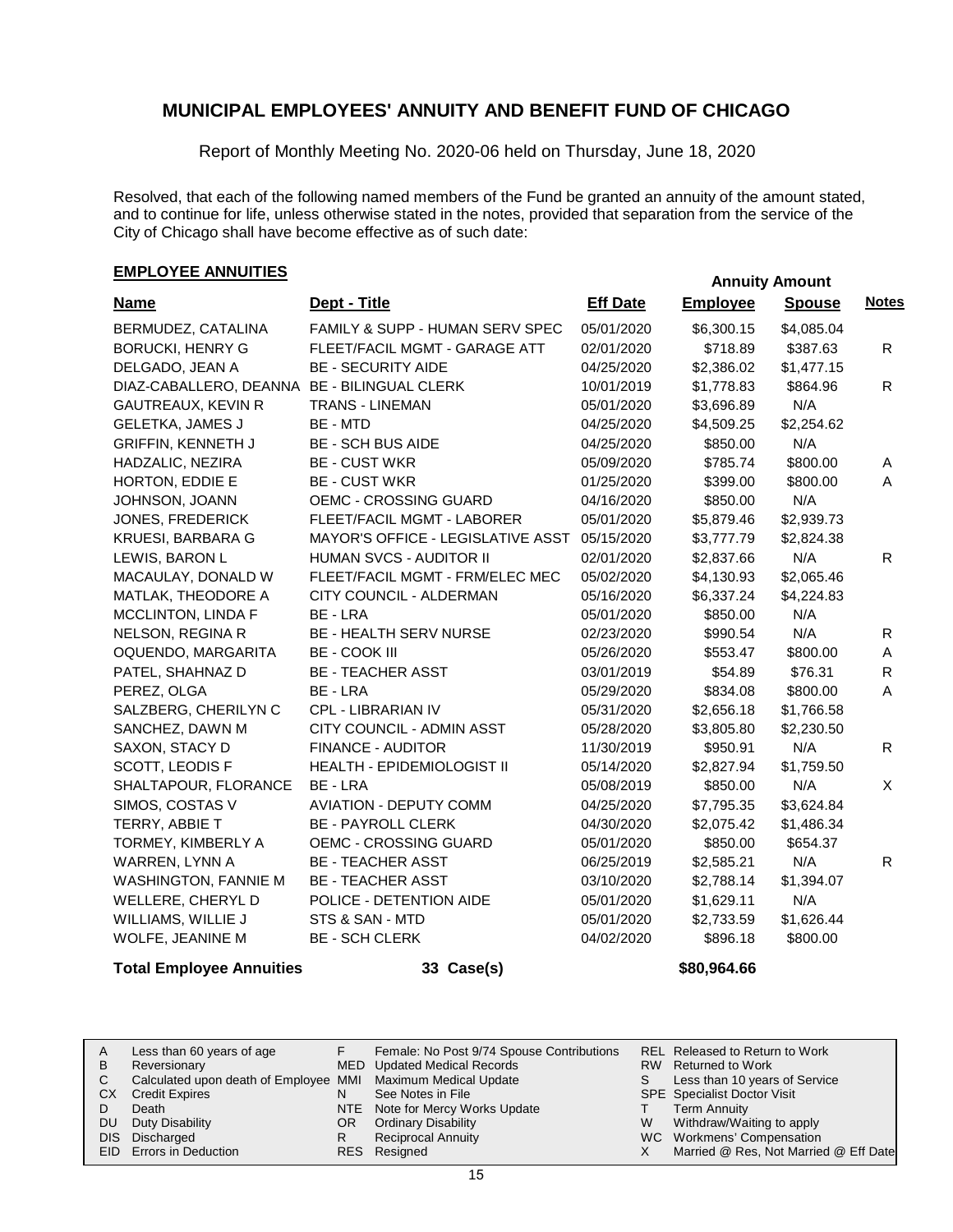# MUNICIPAL EMPLOYEES' ANNUITY AND BENEFIT FUND OF CHICAGO

Report of Monthly Meeting No. 2020-06 held on Thursday, June 18, 2020

Resolved, that each of the following named members of the Fund be granted an annuity of the amount stated, and to continue for life, unless otherwise stated in the notes, provided that separation from the service of the City of Chicago shall have become effective as of such date:

## EMPLOYEE ANNUITIES

| Name | Dept - Title | Eff Date | Annuity Amount Employee | Annuity Amount Spouse | Notes |
|---|---|---|---|---|---|
| BERMUDEZ, CATALINA | FAMILY & SUPP - HUMAN SERV SPEC | 05/01/2020 | $6,300.15 | $4,085.04 | |
| BORUCKI, HENRY G | FLEET/FACIL MGMT - GARAGE ATT | 02/01/2020 | $718.89 | $387.63 | R |
| DELGADO, JEAN A | BE - SECURITY AIDE | 04/25/2020 | $2,386.02 | $1,477.15 | |
| DIAZ-CABALLERO, DEANNA | BE - BILINGUAL CLERK | 10/01/2019 | $1,778.83 | $864.96 | R |
| GAUTREAUX, KEVIN R | TRANS - LINEMAN | 05/01/2020 | $3,696.89 | N/A | |
| GELETKA, JAMES J | BE - MTD | 04/25/2020 | $4,509.25 | $2,254.62 | |
| GRIFFIN, KENNETH J | BE - SCH BUS AIDE | 04/25/2020 | $850.00 | N/A | |
| HADZALIC, NEZIRA | BE - CUST WKR | 05/09/2020 | $785.74 | $800.00 | A |
| HORTON, EDDIE E | BE - CUST WKR | 01/25/2020 | $399.00 | $800.00 | A |
| JOHNSON, JOANN | OEMC - CROSSING GUARD | 04/16/2020 | $850.00 | N/A | |
| JONES, FREDERICK | FLEET/FACIL MGMT - LABORER | 05/01/2020 | $5,879.46 | $2,939.73 | |
| KRUESI, BARBARA G | MAYOR'S OFFICE - LEGISLATIVE ASST | 05/15/2020 | $3,777.79 | $2,824.38 | |
| LEWIS, BARON L | HUMAN SVCS - AUDITOR II | 02/01/2020 | $2,837.66 | N/A | R |
| MACAULAY, DONALD W | FLEET/FACIL MGMT - FRM/ELEC MEC | 05/02/2020 | $4,130.93 | $2,065.46 | |
| MATLAK, THEODORE A | CITY COUNCIL - ALDERMAN | 05/16/2020 | $6,337.24 | $4,224.83 | |
| MCCLINTON, LINDA F | BE - LRA | 05/01/2020 | $850.00 | N/A | |
| NELSON, REGINA R | BE - HEALTH SERV NURSE | 02/23/2020 | $990.54 | N/A | R |
| OQUENDO, MARGARITA | BE - COOK III | 05/26/2020 | $553.47 | $800.00 | A |
| PATEL, SHAHNAZ D | BE - TEACHER ASST | 03/01/2019 | $54.89 | $76.31 | R |
| PEREZ, OLGA | BE - LRA | 05/29/2020 | $834.08 | $800.00 | A |
| SALZBERG, CHERILYN C | CPL - LIBRARIAN IV | 05/31/2020 | $2,656.18 | $1,766.58 | |
| SANCHEZ, DAWN M | CITY COUNCIL - ADMIN ASST | 05/28/2020 | $3,805.80 | $2,230.50 | |
| SAXON, STACY D | FINANCE - AUDITOR | 11/30/2019 | $950.91 | N/A | R |
| SCOTT, LEODIS F | HEALTH - EPIDEMIOLOGIST II | 05/14/2020 | $2,827.94 | $1,759.50 | |
| SHALTAPOUR, FLORANCE | BE - LRA | 05/08/2019 | $850.00 | N/A | X |
| SIMOS, COSTAS V | AVIATION - DEPUTY COMM | 04/25/2020 | $7,795.35 | $3,624.84 | |
| TERRY, ABBIE T | BE - PAYROLL CLERK | 04/30/2020 | $2,075.42 | $1,486.34 | |
| TORMEY, KIMBERLY A | OEMC - CROSSING GUARD | 05/01/2020 | $850.00 | $654.37 | |
| WARREN, LYNN A | BE - TEACHER ASST | 06/25/2019 | $2,585.21 | N/A | R |
| WASHINGTON, FANNIE M | BE - TEACHER ASST | 03/10/2020 | $2,788.14 | $1,394.07 | |
| WELLERE, CHERYL D | POLICE - DETENTION AIDE | 05/01/2020 | $1,629.11 | N/A | |
| WILLIAMS, WILLIE J | STS & SAN - MTD | 05/01/2020 | $2,733.59 | $1,626.44 | |
| WOLFE, JEANINE M | BE - SCH CLERK | 04/02/2020 | $896.18 | $800.00 | |

**Total Employee Annuities** **33 Case(s)** **$80,964.66**

| | | | | | |
|---|---|---|---|---|---|
| A | Less than 60 years of age | F | Female: No Post 9/74 Spouse Contributions | REL | Released to Return to Work |
| B | Reversionary | MED | Updated Medical Records | RW | Returned to Work |
| C | Calculated upon death of Employee | MMI | Maximum Medical Update | S | Less than 10 years of Service |
| CX | Credit Expires | N | See Notes in File | SPE | Specialist Doctor Visit |
| D | Death | NTE | Note for Mercy Works Update | T | Term Annuity |
| DU | Duty Disability | OR | Ordinary Disability | W | Withdraw/Waiting to apply |
| DIS | Discharged | R | Reciprocal Annuity | WC | Workmens' Compensation |
| EID | Errors in Deduction | RES | Resigned | X | Married @ Res, Not Married @ Eff Date |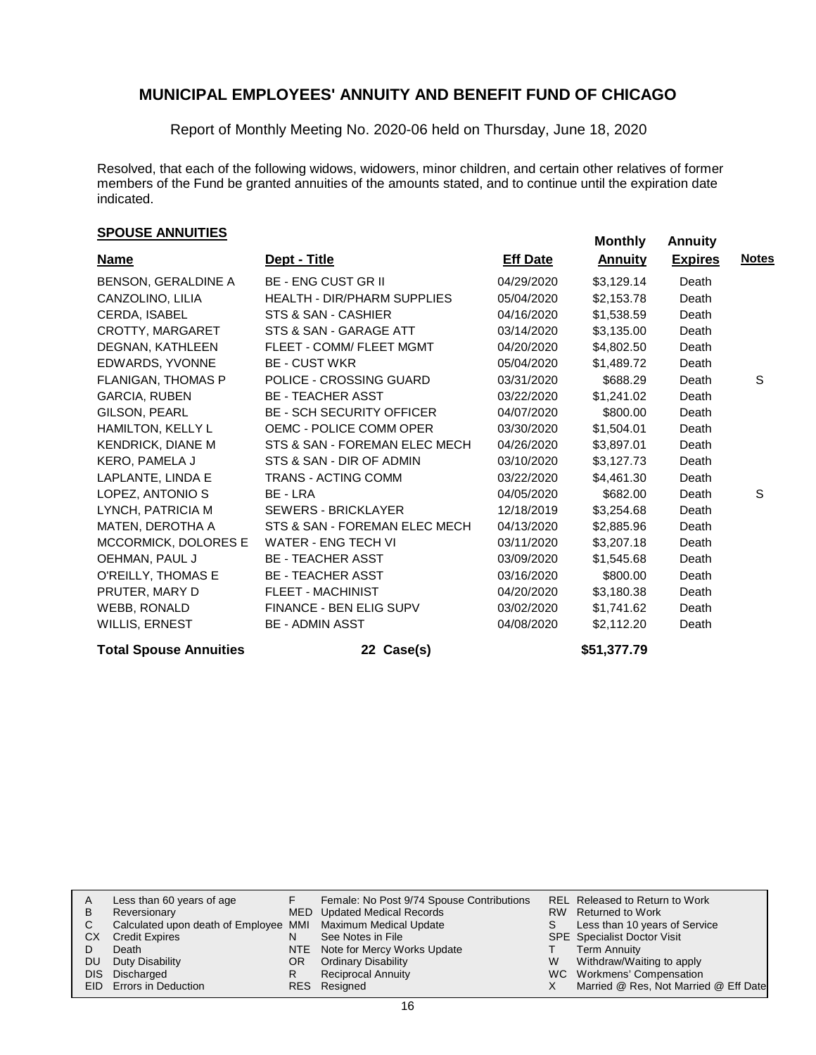# MUNICIPAL EMPLOYEES' ANNUITY AND BENEFIT FUND OF CHICAGO

Report of Monthly Meeting No. 2020-06 held on Thursday, June 18, 2020

Resolved, that each of the following widows, widowers, minor children, and certain other relatives of former members of the Fund be granted annuities of the amounts stated, and to continue until the expiration date indicated.

## SPOUSE ANNUITIES

| Name | Dept - Title | Eff Date | Monthly Annuity | Annuity Expires | Notes |
|---|---|---|---|---|---|
| BENSON, GERALDINE A | BE - ENG CUST GR II | 04/29/2020 | $3,129.14 | Death | |
| CANZOLINO, LILIA | HEALTH - DIR/PHARM SUPPLIES | 05/04/2020 | $2,153.78 | Death | |
| CERDA, ISABEL | STS & SAN - CASHIER | 04/16/2020 | $1,538.59 | Death | |
| CROTTY, MARGARET | STS & SAN - GARAGE ATT | 03/14/2020 | $3,135.00 | Death | |
| DEGNAN, KATHLEEN | FLEET - COMM/ FLEET MGMT | 04/20/2020 | $4,802.50 | Death | |
| EDWARDS, YVONNE | BE - CUST WKR | 05/04/2020 | $1,489.72 | Death | |
| FLANIGAN, THOMAS P | POLICE - CROSSING GUARD | 03/31/2020 | $688.29 | Death | S |
| GARCIA, RUBEN | BE - TEACHER ASST | 03/22/2020 | $1,241.02 | Death | |
| GILSON, PEARL | BE - SCH SECURITY OFFICER | 04/07/2020 | $800.00 | Death | |
| HAMILTON, KELLY L | OEMC - POLICE COMM OPER | 03/30/2020 | $1,504.01 | Death | |
| KENDRICK, DIANE M | STS & SAN - FOREMAN ELEC MECH | 04/26/2020 | $3,897.01 | Death | |
| KERO, PAMELA J | STS & SAN - DIR OF ADMIN | 03/10/2020 | $3,127.73 | Death | |
| LAPLANTE, LINDA E | TRANS - ACTING COMM | 03/22/2020 | $4,461.30 | Death | |
| LOPEZ, ANTONIO S | BE - LRA | 04/05/2020 | $682.00 | Death | S |
| LYNCH, PATRICIA M | SEWERS - BRICKLAYER | 12/18/2019 | $3,254.68 | Death | |
| MATEN, DEROTHA A | STS & SAN - FOREMAN ELEC MECH | 04/13/2020 | $2,885.96 | Death | |
| MCCORMICK, DOLORES E | WATER - ENG TECH VI | 03/11/2020 | $3,207.18 | Death | |
| OEHMAN, PAUL J | BE - TEACHER ASST | 03/09/2020 | $1,545.68 | Death | |
| O'REILLY, THOMAS E | BE - TEACHER ASST | 03/16/2020 | $800.00 | Death | |
| PRUTER, MARY D | FLEET - MACHINIST | 04/20/2020 | $3,180.38 | Death | |
| WEBB, RONALD | FINANCE - BEN ELIG SUPV | 03/02/2020 | $1,741.62 | Death | |
| WILLIS, ERNEST | BE - ADMIN ASST | 04/08/2020 | $2,112.20 | Death | |
| **Total Spouse Annuities** | **22 Case(s)** | | **$51,377.79** | | |

| | | | | | |
|---|---|---|---|---|---|
| A | Less than 60 years of age | F | Female: No Post 9/74 Spouse Contributions | REL | Released to Return to Work |
| B | Reversionary | MED | Updated Medical Records | RW | Returned to Work |
| C | Calculated upon death of Employee | MMI | Maximum Medical Update | S | Less than 10 years of Service |
| CX | Credit Expires | N | See Notes in File | SPE | Specialist Doctor Visit |
| D | Death | NTE | Note for Mercy Works Update | T | Term Annuity |
| DU | Duty Disability | OR | Ordinary Disability | W | Withdraw/Waiting to apply |
| DIS | Discharged | R | Reciprocal Annuity | WC | Workmens' Compensation |
| EID | Errors in Deduction | RES | Resigned | X | Married @ Res, Not Married @ Eff Date |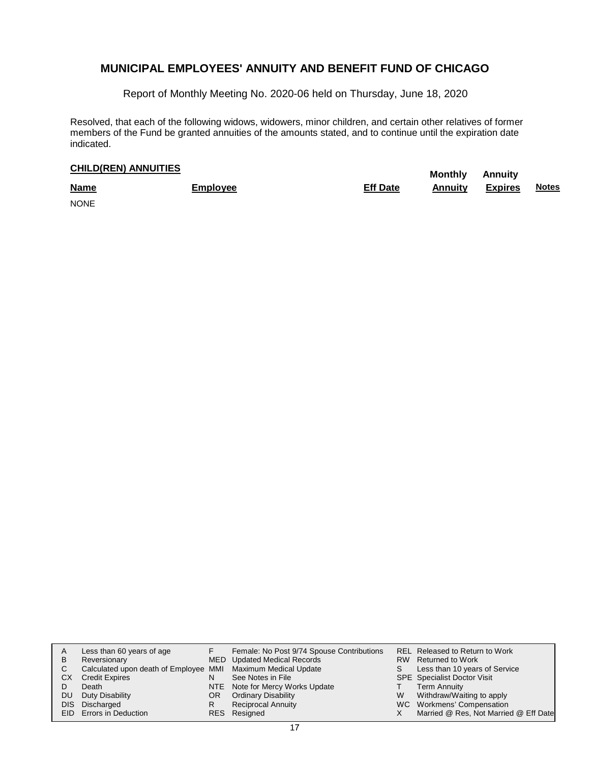## MUNICIPAL EMPLOYEES' ANNUITY AND BENEFIT FUND OF CHICAGO

Report of Monthly Meeting No. 2020-06 held on Thursday, June 18, 2020

Resolved, that each of the following widows, widowers, minor children, and certain other relatives of former members of the Fund be granted annuities of the amounts stated, and to continue until the expiration date indicated.

**CHILD(REN) ANNUITIES**

| Name | Employee | Eff Date | Monthly Annuity | Annuity Expires | Notes |
|---|---|---|---|---|---|
| NONE | | | | | |

| | | | | | |
|---|---|---|---|---|---|
| A | Less than 60 years of age | F | Female: No Post 9/74 Spouse Contributions | REL | Released to Return to Work |
| B | Reversionary | MED | Updated Medical Records | RW | Returned to Work |
| C | Calculated upon death of Employee | MMI | Maximum Medical Update | S | Less than 10 years of Service |
| CX | Credit Expires | N | See Notes in File | SPE | Specialist Doctor Visit |
| D | Death | NTE | Note for Mercy Works Update | T | Term Annuity |
| DU | Duty Disability | OR | Ordinary Disability | W | Withdraw/Waiting to apply |
| DIS | Discharged | R | Reciprocal Annuity | WC | Workmens' Compensation |
| EID | Errors in Deduction | RES | Resigned | X | Married @ Res, Not Married @ Eff Date |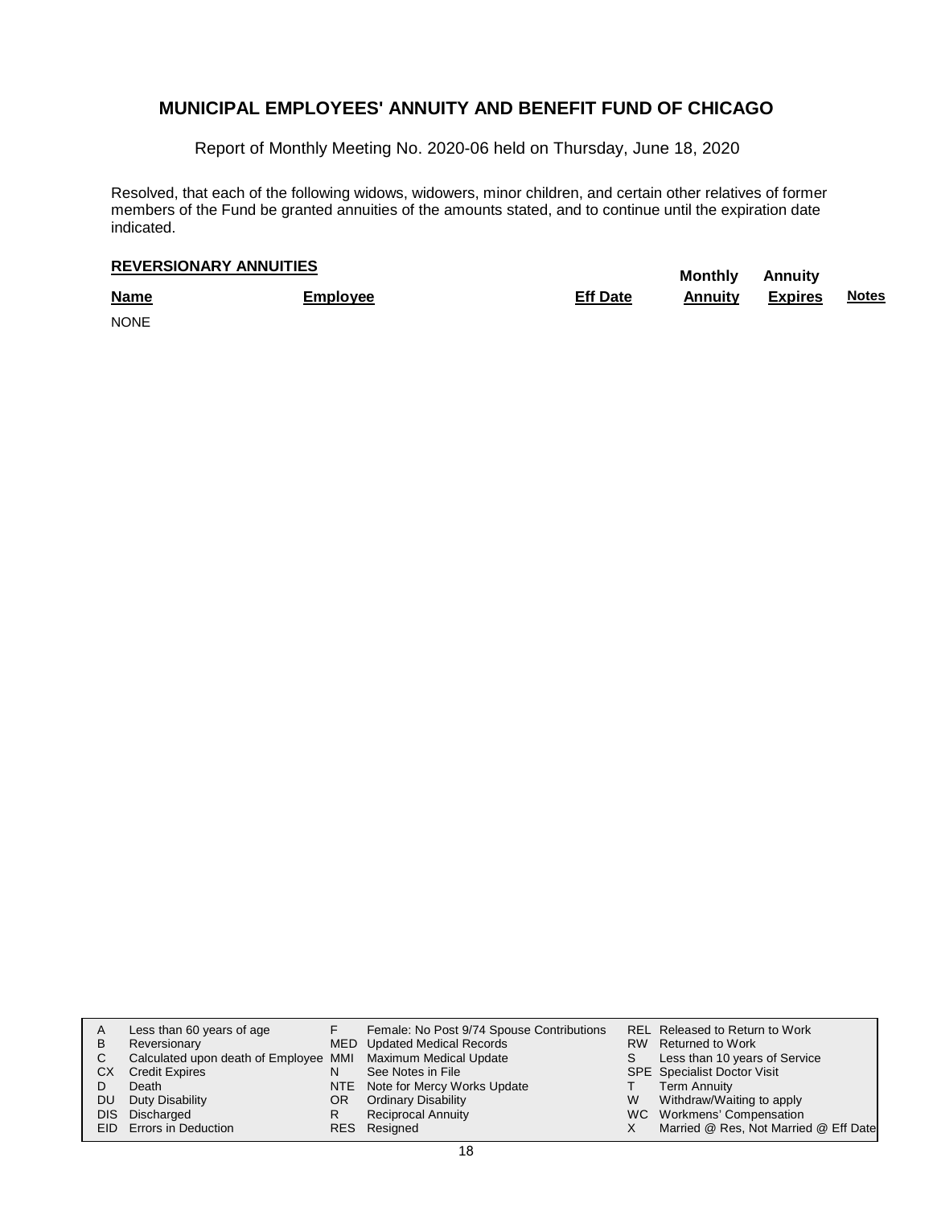# MUNICIPAL EMPLOYEES' ANNUITY AND BENEFIT FUND OF CHICAGO

Report of Monthly Meeting No. 2020-06 held on Thursday, June 18, 2020

Resolved, that each of the following widows, widowers, minor children, and certain other relatives of former members of the Fund be granted annuities of the amounts stated, and to continue until the expiration date indicated.

**REVERSIONARY ANNUITIES**

| Name | Employee | Eff Date | Monthly Annuity | Annuity Expires | Notes |
|---|---|---|---|---|---|
| NONE | | | | | |

| | | | | | |
|---|---|---|---|---|---|
| A | Less than 60 years of age | F | Female: No Post 9/74 Spouse Contributions | REL | Released to Return to Work |
| B | Reversionary | MED | Updated Medical Records | RW | Returned to Work |
| C | Calculated upon death of Employee | MMI | Maximum Medical Update | S | Less than 10 years of Service |
| CX | Credit Expires | N | See Notes in File | SPE | Specialist Doctor Visit |
| D | Death | NTE | Note for Mercy Works Update | T | Term Annuity |
| DU | Duty Disability | OR | Ordinary Disability | W | Withdraw/Waiting to apply |
| DIS | Discharged | R | Reciprocal Annuity | WC | Workmens' Compensation |
| EID | Errors in Deduction | RES | Resigned | X | Married @ Res, Not Married @ Eff Date |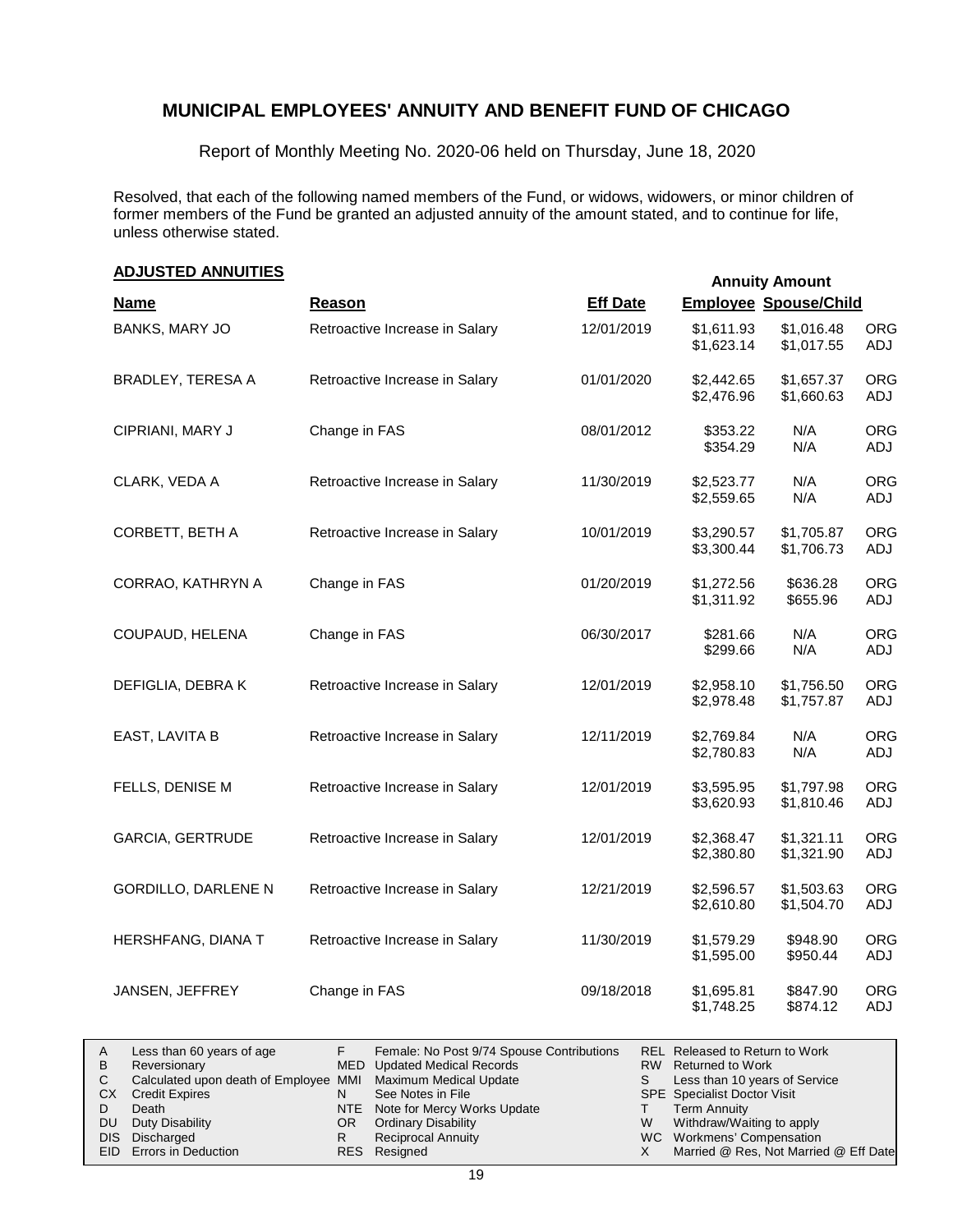# MUNICIPAL EMPLOYEES' ANNUITY AND BENEFIT FUND OF CHICAGO

Report of Monthly Meeting No. 2020-06 held on Thursday, June 18, 2020

Resolved, that each of the following named members of the Fund, or widows, widowers, or minor children of former members of the Fund be granted an adjusted annuity of the amount stated, and to continue for life, unless otherwise stated.

## ADJUSTED ANNUITIES

| Name | Reason | Eff Date | Annuity Amount Employee | Annuity Amount Spouse/Child | |
|---|---|---|---|---|---|
| BANKS, MARY JO | Retroactive Increase in Salary | 12/01/2019 | $1,611.93 | $1,016.48 | ORG |
| | | | $1,623.14 | $1,017.55 | ADJ |
| BRADLEY, TERESA A | Retroactive Increase in Salary | 01/01/2020 | $2,442.65 | $1,657.37 | ORG |
| | | | $2,476.96 | $1,660.63 | ADJ |
| CIPRIANI, MARY J | Change in FAS | 08/01/2012 | $353.22 | N/A | ORG |
| | | | $354.29 | N/A | ADJ |
| CLARK, VEDA A | Retroactive Increase in Salary | 11/30/2019 | $2,523.77 | N/A | ORG |
| | | | $2,559.65 | N/A | ADJ |
| CORBETT, BETH A | Retroactive Increase in Salary | 10/01/2019 | $3,290.57 | $1,705.87 | ORG |
| | | | $3,300.44 | $1,706.73 | ADJ |
| CORRAO, KATHRYN A | Change in FAS | 01/20/2019 | $1,272.56 | $636.28 | ORG |
| | | | $1,311.92 | $655.96 | ADJ |
| COUPAUD, HELENA | Change in FAS | 06/30/2017 | $281.66 | N/A | ORG |
| | | | $299.66 | N/A | ADJ |
| DEFIGLIA, DEBRA K | Retroactive Increase in Salary | 12/01/2019 | $2,958.10 | $1,756.50 | ORG |
| | | | $2,978.48 | $1,757.87 | ADJ |
| EAST, LAVITA B | Retroactive Increase in Salary | 12/11/2019 | $2,769.84 | N/A | ORG |
| | | | $2,780.83 | N/A | ADJ |
| FELLS, DENISE M | Retroactive Increase in Salary | 12/01/2019 | $3,595.95 | $1,797.98 | ORG |
| | | | $3,620.93 | $1,810.46 | ADJ |
| GARCIA, GERTRUDE | Retroactive Increase in Salary | 12/01/2019 | $2,368.47 | $1,321.11 | ORG |
| | | | $2,380.80 | $1,321.90 | ADJ |
| GORDILLO, DARLENE N | Retroactive Increase in Salary | 12/21/2019 | $2,596.57 | $1,503.63 | ORG |
| | | | $2,610.80 | $1,504.70 | ADJ |
| HERSHFANG, DIANA T | Retroactive Increase in Salary | 11/30/2019 | $1,579.29 | $948.90 | ORG |
| | | | $1,595.00 | $950.44 | ADJ |
| JANSEN, JEFFREY | Change in FAS | 09/18/2018 | $1,695.81 | $847.90 | ORG |
| | | | $1,748.25 | $874.12 | ADJ |

| | | | | | |
|---|---|---|---|---|---|
| A | Less than 60 years of age | F | Female: No Post 9/74 Spouse Contributions | REL | Released to Return to Work |
| B | Reversionary | MED | Updated Medical Records | RW | Returned to Work |
| C | Calculated upon death of Employee | MMI | Maximum Medical Update | S | Less than 10 years of Service |
| CX | Credit Expires | N | See Notes in File | SPE | Specialist Doctor Visit |
| D | Death | NTE | Note for Mercy Works Update | T | Term Annuity |
| DU | Duty Disability | OR | Ordinary Disability | W | Withdraw/Waiting to apply |
| DIS | Discharged | R | Reciprocal Annuity | WC | Workmens' Compensation |
| EID | Errors in Deduction | RES | Resigned | X | Married @ Res, Not Married @ Eff Date |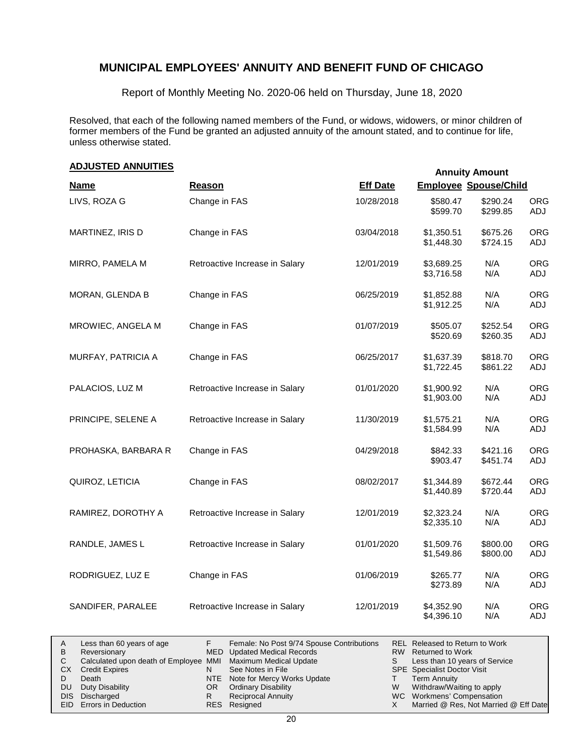# MUNICIPAL EMPLOYEES' ANNUITY AND BENEFIT FUND OF CHICAGO

Report of Monthly Meeting No. 2020-06 held on Thursday, June 18, 2020

Resolved, that each of the following named members of the Fund, or widows, widowers, or minor children of former members of the Fund be granted an adjusted annuity of the amount stated, and to continue for life, unless otherwise stated.

## ADJUSTED ANNUITIES

| Name | Reason | Eff Date | Annuity Amount Employee | Annuity Amount Spouse/Child | |
|---|---|---|---|---|---|
| LIVS, ROZA G | Change in FAS | 10/28/2018 | \$580.47 | \$290.24 | ORG |
| | | | \$599.70 | \$299.85 | ADJ |
| MARTINEZ, IRIS D | Change in FAS | 03/04/2018 | \$1,350.51 | \$675.26 | ORG |
| | | | \$1,448.30 | \$724.15 | ADJ |
| MIRRO, PAMELA M | Retroactive Increase in Salary | 12/01/2019 | \$3,689.25 | N/A | ORG |
| | | | \$3,716.58 | N/A | ADJ |
| MORAN, GLENDA B | Change in FAS | 06/25/2019 | \$1,852.88 | N/A | ORG |
| | | | \$1,912.25 | N/A | ADJ |
| MROWIEC, ANGELA M | Change in FAS | 01/07/2019 | \$505.07 | \$252.54 | ORG |
| | | | \$520.69 | \$260.35 | ADJ |
| MURFAY, PATRICIA A | Change in FAS | 06/25/2017 | \$1,637.39 | \$818.70 | ORG |
| | | | \$1,722.45 | \$861.22 | ADJ |
| PALACIOS, LUZ M | Retroactive Increase in Salary | 01/01/2020 | \$1,900.92 | N/A | ORG |
| | | | \$1,903.00 | N/A | ADJ |
| PRINCIPE, SELENE A | Retroactive Increase in Salary | 11/30/2019 | \$1,575.21 | N/A | ORG |
| | | | \$1,584.99 | N/A | ADJ |
| PROHASKA, BARBARA R | Change in FAS | 04/29/2018 | \$842.33 | \$421.16 | ORG |
| | | | \$903.47 | \$451.74 | ADJ |
| QUIROZ, LETICIA | Change in FAS | 08/02/2017 | \$1,344.89 | \$672.44 | ORG |
| | | | \$1,440.89 | \$720.44 | ADJ |
| RAMIREZ, DOROTHY A | Retroactive Increase in Salary | 12/01/2019 | \$2,323.24 | N/A | ORG |
| | | | \$2,335.10 | N/A | ADJ |
| RANDLE, JAMES L | Retroactive Increase in Salary | 01/01/2020 | \$1,509.76 | \$800.00 | ORG |
| | | | \$1,549.86 | \$800.00 | ADJ |
| RODRIGUEZ, LUZ E | Change in FAS | 01/06/2019 | \$265.77 | N/A | ORG |
| | | | \$273.89 | N/A | ADJ |
| SANDIFER, PARALEE | Retroactive Increase in Salary | 12/01/2019 | \$4,352.90 | N/A | ORG |
| | | | \$4,396.10 | N/A | ADJ |

| | | | | | |
|---|---|---|---|---|---|
| A | Less than 60 years of age | F | Female: No Post 9/74 Spouse Contributions | REL | Released to Return to Work |
| B | Reversionary | MED | Updated Medical Records | RW | Returned to Work |
| C | Calculated upon death of Employee | MMI | Maximum Medical Update | S | Less than 10 years of Service |
| CX | Credit Expires | N | See Notes in File | SPE | Specialist Doctor Visit |
| D | Death | NTE | Note for Mercy Works Update | T | Term Annuity |
| DU | Duty Disability | OR | Ordinary Disability | W | Withdraw/Waiting to apply |
| DIS | Discharged | R | Reciprocal Annuity | WC | Workmens' Compensation |
| EID | Errors in Deduction | RES | Resigned | X | Married @ Res, Not Married @ Eff Date |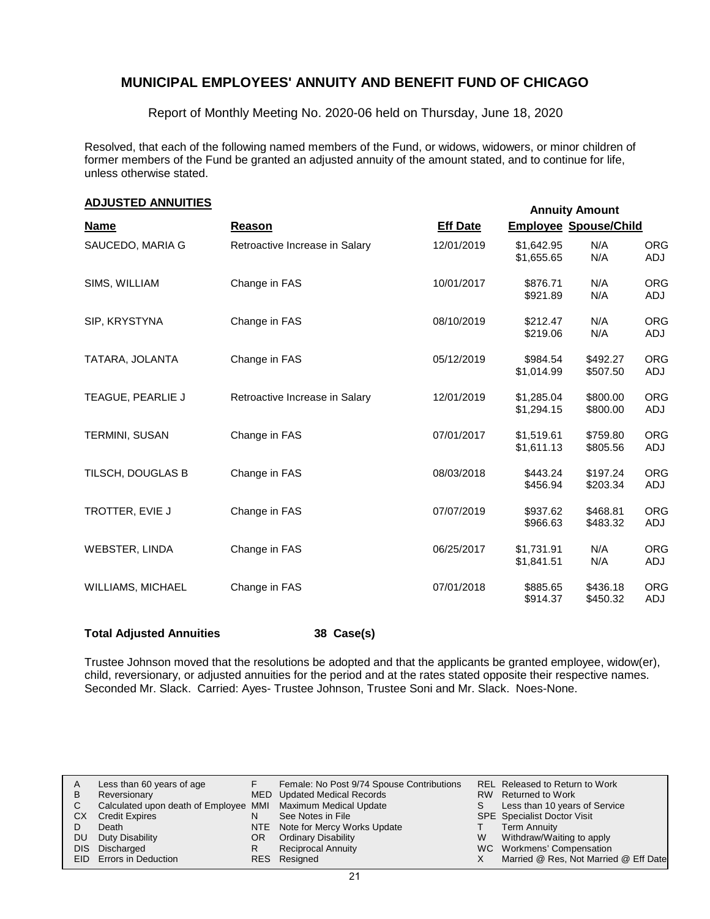# MUNICIPAL EMPLOYEES' ANNUITY AND BENEFIT FUND OF CHICAGO

Report of Monthly Meeting No. 2020-06 held on Thursday, June 18, 2020

Resolved, that each of the following named members of the Fund, or widows, widowers, or minor children of former members of the Fund be granted an adjusted annuity of the amount stated, and to continue for life, unless otherwise stated.

## ADJUSTED ANNUITIES

| Name | Reason | Eff Date | Annuity Amount Employee | Annuity Amount Spouse/Child | |
|---|---|---|---|---|---|
| SAUCEDO, MARIA G | Retroactive Increase in Salary | 12/01/2019 | $1,642.95 | N/A | ORG |
| | | | $1,655.65 | N/A | ADJ |
| SIMS, WILLIAM | Change in FAS | 10/01/2017 | $876.71 | N/A | ORG |
| | | | $921.89 | N/A | ADJ |
| SIP, KRYSTYNA | Change in FAS | 08/10/2019 | $212.47 | N/A | ORG |
| | | | $219.06 | N/A | ADJ |
| TATARA, JOLANTA | Change in FAS | 05/12/2019 | $984.54 | $492.27 | ORG |
| | | | $1,014.99 | $507.50 | ADJ |
| TEAGUE, PEARLIE J | Retroactive Increase in Salary | 12/01/2019 | $1,285.04 | $800.00 | ORG |
| | | | $1,294.15 | $800.00 | ADJ |
| TERMINI, SUSAN | Change in FAS | 07/01/2017 | $1,519.61 | $759.80 | ORG |
| | | | $1,611.13 | $805.56 | ADJ |
| TILSCH, DOUGLAS B | Change in FAS | 08/03/2018 | $443.24 | $197.24 | ORG |
| | | | $456.94 | $203.34 | ADJ |
| TROTTER, EVIE J | Change in FAS | 07/07/2019 | $937.62 | $468.81 | ORG |
| | | | $966.63 | $483.32 | ADJ |
| WEBSTER, LINDA | Change in FAS | 06/25/2017 | $1,731.91 | N/A | ORG |
| | | | $1,841.51 | N/A | ADJ |
| WILLIAMS, MICHAEL | Change in FAS | 07/01/2018 | $885.65 | $436.18 | ORG |
| | | | $914.37 | $450.32 | ADJ |

**Total Adjusted Annuities** **38 Case(s)**

Trustee Johnson moved that the resolutions be adopted and that the applicants be granted employee, widow(er), child, reversionary, or adjusted annuities for the period and at the rates stated opposite their respective names. Seconded Mr. Slack. Carried: Ayes- Trustee Johnson, Trustee Soni and Mr. Slack. Noes-None.

| | | | | | |
|---|---|---|---|---|---|
| A | Less than 60 years of age | F | Female: No Post 9/74 Spouse Contributions | REL | Released to Return to Work |
| B | Reversionary | MED | Updated Medical Records | RW | Returned to Work |
| C | Calculated upon death of Employee | MMI | Maximum Medical Update | S | Less than 10 years of Service |
| CX | Credit Expires | N | See Notes in File | SPE | Specialist Doctor Visit |
| D | Death | NTE | Note for Mercy Works Update | T | Term Annuity |
| DU | Duty Disability | OR | Ordinary Disability | W | Withdraw/Waiting to apply |
| DIS | Discharged | R | Reciprocal Annuity | WC | Workmens' Compensation |
| EID | Errors in Deduction | RES | Resigned | X | Married @ Res, Not Married @ Eff Date |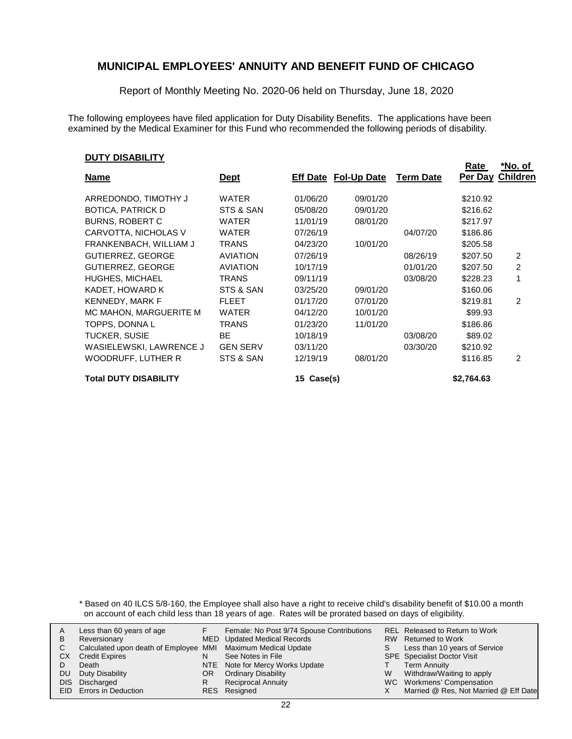# MUNICIPAL EMPLOYEES' ANNUITY AND BENEFIT FUND OF CHICAGO

Report of Monthly Meeting No. 2020-06 held on Thursday, June 18, 2020

The following employees have filed application for Duty Disability Benefits. The applications have been examined by the Medical Examiner for this Fund who recommended the following periods of disability.

**DUTY DISABILITY**

| Name | Dept | Eff Date | Fol-Up Date | Term Date | Rate Per Day | *No. of Children |
|---|---|---|---|---|---|---|
| ARREDONDO, TIMOTHY J | WATER | 01/06/20 | 09/01/20 | | $210.92 | |
| BOTICA, PATRICK D | STS & SAN | 05/08/20 | 09/01/20 | | $216.62 | |
| BURNS, ROBERT C | WATER | 11/01/19 | 08/01/20 | | $217.97 | |
| CARVOTTA, NICHOLAS V | WATER | 07/26/19 | | 04/07/20 | $186.86 | |
| FRANKENBACH, WILLIAM J | TRANS | 04/23/20 | 10/01/20 | | $205.58 | |
| GUTIERREZ, GEORGE | AVIATION | 07/26/19 | | 08/26/19 | $207.50 | 2 |
| GUTIERREZ, GEORGE | AVIATION | 10/17/19 | | 01/01/20 | $207.50 | 2 |
| HUGHES, MICHAEL | TRANS | 09/11/19 | | 03/08/20 | $228.23 | 1 |
| KADET, HOWARD K | STS & SAN | 03/25/20 | 09/01/20 | | $160.06 | |
| KENNEDY, MARK F | FLEET | 01/17/20 | 07/01/20 | | $219.81 | 2 |
| MC MAHON, MARGUERITE M | WATER | 04/12/20 | 10/01/20 | | $99.93 | |
| TOPPS, DONNA L | TRANS | 01/23/20 | 11/01/20 | | $186.86 | |
| TUCKER, SUSIE | BE | 10/18/19 | | 03/08/20 | $89.02 | |
| WASIELEWSKI, LAWRENCE J | GEN SERV | 03/11/20 | | 03/30/20 | $210.92 | |
| WOODRUFF, LUTHER R | STS & SAN | 12/19/19 | 08/01/20 | | $116.85 | 2 |
| **Total DUTY DISABILITY** | | 15 Case(s) | | | $2,764.63 | |

\* Based on 40 ILCS 5/8-160, the Employee shall also have a right to receive child's disability benefit of $10.00 a month on account of each child less than 18 years of age. Rates will be prorated based on days of eligibility.

| | | | | | |
|---|---|---|---|---|---|
| A | Less than 60 years of age | F | Female: No Post 9/74 Spouse Contributions | REL | Released to Return to Work |
| B | Reversionary | MED | Updated Medical Records | RW | Returned to Work |
| C | Calculated upon death of Employee | MMI | Maximum Medical Update | S | Less than 10 years of Service |
| CX | Credit Expires | N | See Notes in File | SPE | Specialist Doctor Visit |
| D | Death | NTE | Note for Mercy Works Update | T | Term Annuity |
| DU | Duty Disability | OR | Ordinary Disability | W | Withdraw/Waiting to apply |
| DIS | Discharged | R | Reciprocal Annuity | WC | Workmens' Compensation |
| EID | Errors in Deduction | RES | Resigned | X | Married @ Res, Not Married @ Eff Date |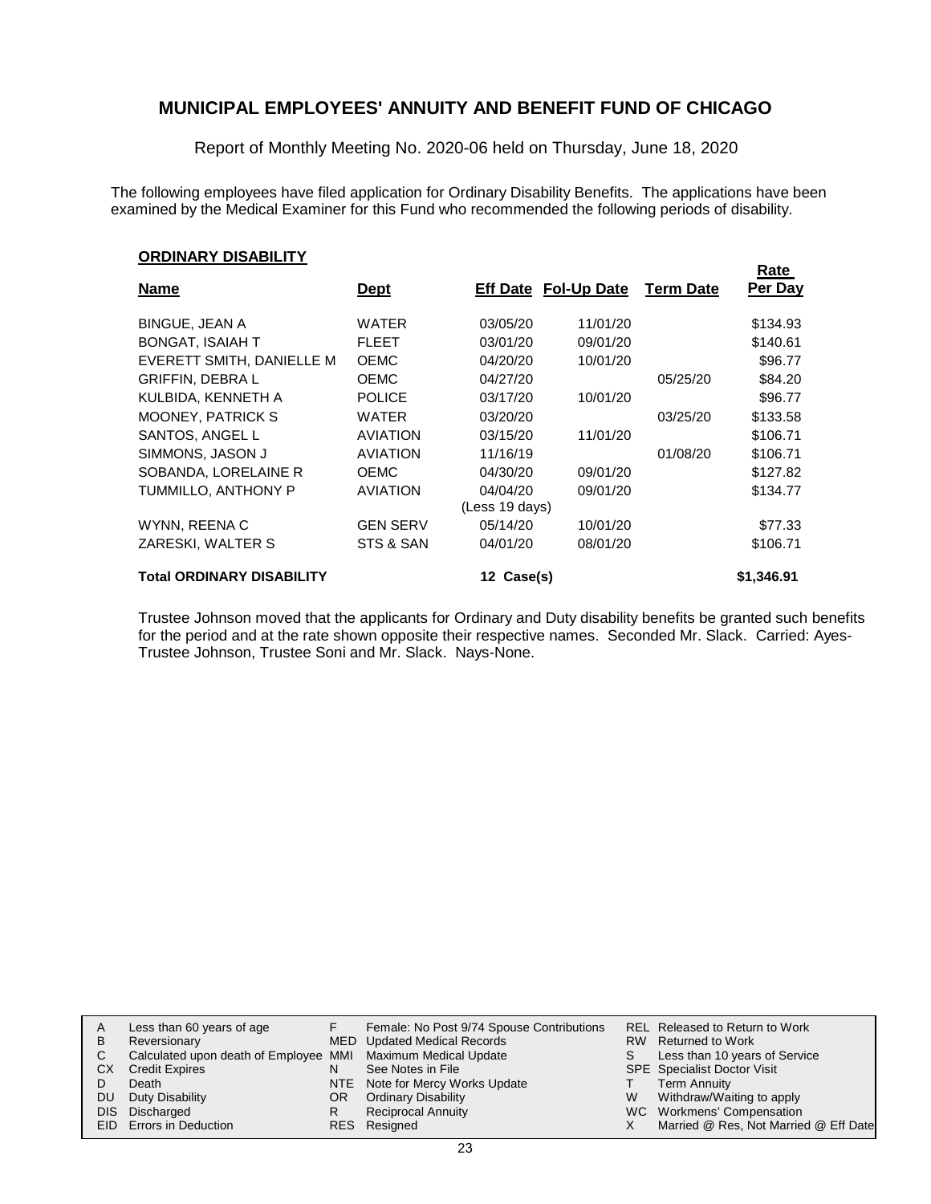# MUNICIPAL EMPLOYEES' ANNUITY AND BENEFIT FUND OF CHICAGO

Report of Monthly Meeting No. 2020-06 held on Thursday, June 18, 2020

The following employees have filed application for Ordinary Disability Benefits. The applications have been examined by the Medical Examiner for this Fund who recommended the following periods of disability.

## ORDINARY DISABILITY

| Name | Dept | Eff Date | Fol-Up Date | Term Date | Rate Per Day |
|---|---|---|---|---|---|
| BINGUE, JEAN A | WATER | 03/05/20 | 11/01/20 | | $134.93 |
| BONGAT, ISAIAH T | FLEET | 03/01/20 | 09/01/20 | | $140.61 |
| EVERETT SMITH, DANIELLE M | OEMC | 04/20/20 | 10/01/20 | | $96.77 |
| GRIFFIN, DEBRA L | OEMC | 04/27/20 | | 05/25/20 | $84.20 |
| KULBIDA, KENNETH A | POLICE | 03/17/20 | 10/01/20 | | $96.77 |
| MOONEY, PATRICK S | WATER | 03/20/20 | | 03/25/20 | $133.58 |
| SANTOS, ANGEL L | AVIATION | 03/15/20 | 11/01/20 | | $106.71 |
| SIMMONS, JASON J | AVIATION | 11/16/19 | | 01/08/20 | $106.71 |
| SOBANDA, LORELAINE R | OEMC | 04/30/20 | 09/01/20 | | $127.82 |
| TUMMILLO, ANTHONY P | AVIATION | 04/04/20 (Less 19 days) | 09/01/20 | | $134.77 |
| WYNN, REENA C | GEN SERV | 05/14/20 | 10/01/20 | | $77.33 |
| ZARESKI, WALTER S | STS & SAN | 04/01/20 | 08/01/20 | | $106.71 |
| **Total ORDINARY DISABILITY** | | **12 Case(s)** | | | **$1,346.91** |

Trustee Johnson moved that the applicants for Ordinary and Duty disability benefits be granted such benefits for the period and at the rate shown opposite their respective names. Seconded Mr. Slack. Carried: Ayes-Trustee Johnson, Trustee Soni and Mr. Slack. Nays-None.

| | | | | | |
|---|---|---|---|---|---|
| A | Less than 60 years of age | F | Female: No Post 9/74 Spouse Contributions | REL | Released to Return to Work |
| B | Reversionary | MED | Updated Medical Records | RW | Returned to Work |
| C | Calculated upon death of Employee | MMI | Maximum Medical Update | S | Less than 10 years of Service |
| CX | Credit Expires | N | See Notes in File | SPE | Specialist Doctor Visit |
| D | Death | NTE | Note for Mercy Works Update | T | Term Annuity |
| DU | Duty Disability | OR | Ordinary Disability | W | Withdraw/Waiting to apply |
| DIS | Discharged | R | Reciprocal Annuity | WC | Workmens' Compensation |
| EID | Errors in Deduction | RES | Resigned | X | Married @ Res, Not Married @ Eff Date |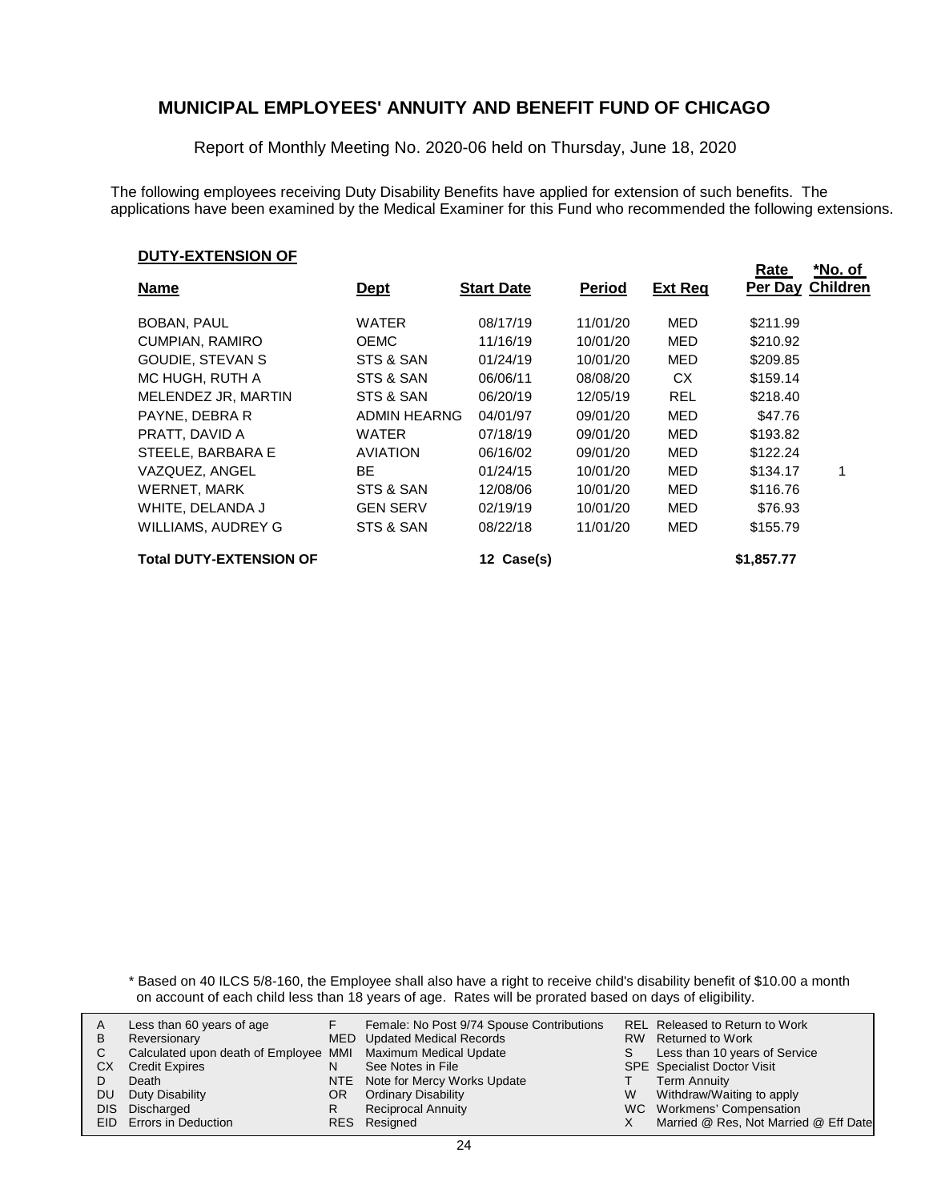# MUNICIPAL EMPLOYEES' ANNUITY AND BENEFIT FUND OF CHICAGO

Report of Monthly Meeting No. 2020-06 held on Thursday, June 18, 2020

The following employees receiving Duty Disability Benefits have applied for extension of such benefits. The applications have been examined by the Medical Examiner for this Fund who recommended the following extensions.

**DUTY-EXTENSION OF**

| Name | Dept | Start Date | Period | Ext Req | Rate Per Day | *No. of Children |
|---|---|---|---|---|---|---|
| BOBAN, PAUL | WATER | 08/17/19 | 11/01/20 | MED | $211.99 | |
| CUMPIAN, RAMIRO | OEMC | 11/16/19 | 10/01/20 | MED | $210.92 | |
| GOUDIE, STEVAN S | STS & SAN | 01/24/19 | 10/01/20 | MED | $209.85 | |
| MC HUGH, RUTH A | STS & SAN | 06/06/11 | 08/08/20 | CX | $159.14 | |
| MELENDEZ JR, MARTIN | STS & SAN | 06/20/19 | 12/05/19 | REL | $218.40 | |
| PAYNE, DEBRA R | ADMIN HEARNG | 04/01/97 | 09/01/20 | MED | $47.76 | |
| PRATT, DAVID A | WATER | 07/18/19 | 09/01/20 | MED | $193.82 | |
| STEELE, BARBARA E | AVIATION | 06/16/02 | 09/01/20 | MED | $122.24 | |
| VAZQUEZ, ANGEL | BE | 01/24/15 | 10/01/20 | MED | $134.17 | 1 |
| WERNET, MARK | STS & SAN | 12/08/06 | 10/01/20 | MED | $116.76 | |
| WHITE, DELANDA J | GEN SERV | 02/19/19 | 10/01/20 | MED | $76.93 | |
| WILLIAMS, AUDREY G | STS & SAN | 08/22/18 | 11/01/20 | MED | $155.79 | |
| **Total DUTY-EXTENSION OF** | | **12 Case(s)** | | | **$1,857.77** | |

\* Based on 40 ILCS 5/8-160, the Employee shall also have a right to receive child's disability benefit of $10.00 a month on account of each child less than 18 years of age. Rates will be prorated based on days of eligibility.

| | | | | | |
|---|---|---|---|---|---|
| A | Less than 60 years of age | F | Female: No Post 9/74 Spouse Contributions | REL | Released to Return to Work |
| B | Reversionary | MED | Updated Medical Records | RW | Returned to Work |
| C | Calculated upon death of Employee | MMI | Maximum Medical Update | S | Less than 10 years of Service |
| CX | Credit Expires | N | See Notes in File | SPE | Specialist Doctor Visit |
| D | Death | NTE | Note for Mercy Works Update | T | Term Annuity |
| DU | Duty Disability | OR | Ordinary Disability | W | Withdraw/Waiting to apply |
| DIS | Discharged | R | Reciprocal Annuity | WC | Workmens' Compensation |
| EID | Errors in Deduction | RES | Resigned | X | Married @ Res, Not Married @ Eff Date |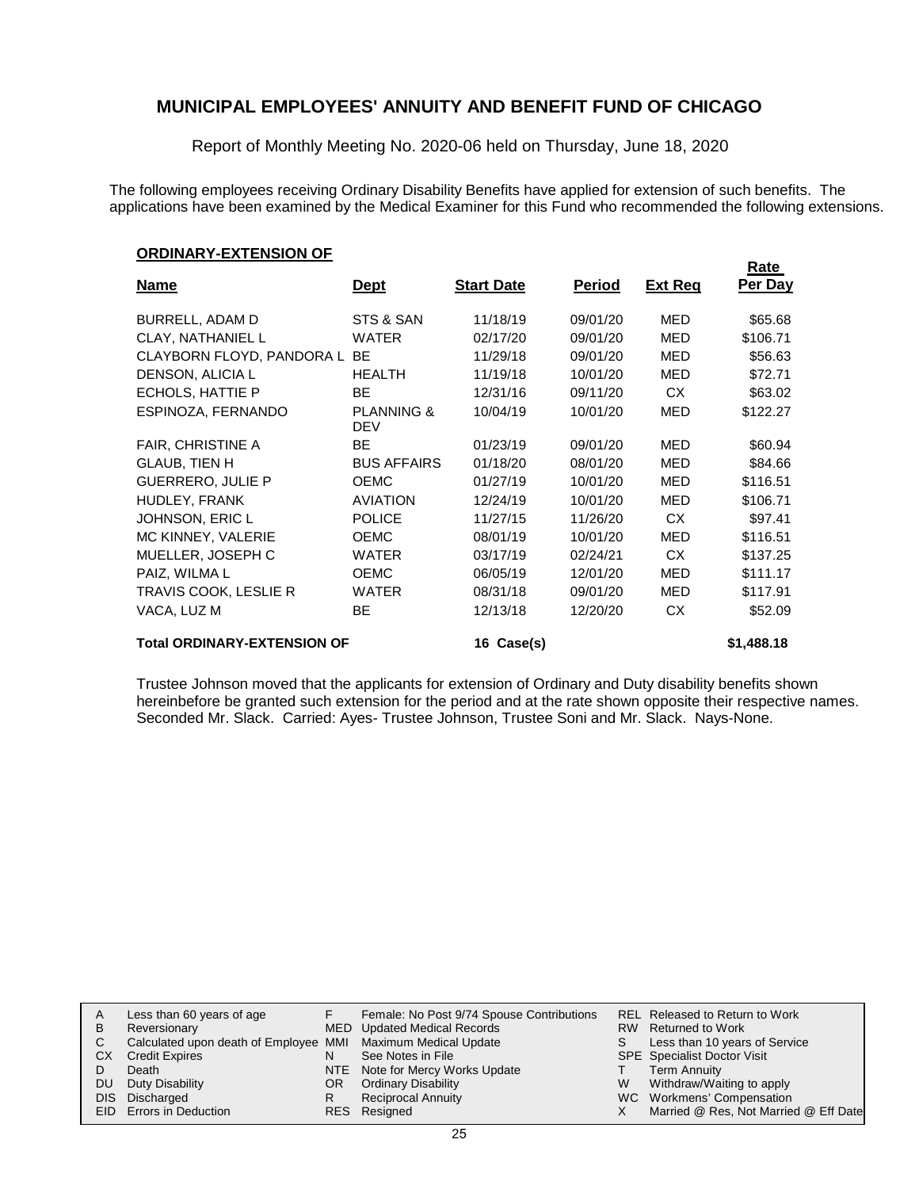# MUNICIPAL EMPLOYEES' ANNUITY AND BENEFIT FUND OF CHICAGO

Report of Monthly Meeting No. 2020-06 held on Thursday, June 18, 2020

The following employees receiving Ordinary Disability Benefits have applied for extension of such benefits. The applications have been examined by the Medical Examiner for this Fund who recommended the following extensions.

**ORDINARY-EXTENSION OF**

| Name | Dept | Start Date | Period | Ext Req | Rate Per Day |
|---|---|---|---|---|---|
| BURRELL, ADAM D | STS & SAN | 11/18/19 | 09/01/20 | MED | $65.68 |
| CLAY, NATHANIEL L | WATER | 02/17/20 | 09/01/20 | MED | $106.71 |
| CLAYBORN FLOYD, PANDORA L | BE | 11/29/18 | 09/01/20 | MED | $56.63 |
| DENSON, ALICIA L | HEALTH | 11/19/18 | 10/01/20 | MED | $72.71 |
| ECHOLS, HATTIE P | BE | 12/31/16 | 09/11/20 | CX | $63.02 |
| ESPINOZA, FERNANDO | PLANNING & DEV | 10/04/19 | 10/01/20 | MED | $122.27 |
| FAIR, CHRISTINE A | BE | 01/23/19 | 09/01/20 | MED | $60.94 |
| GLAUB, TIEN H | BUS AFFAIRS | 01/18/20 | 08/01/20 | MED | $84.66 |
| GUERRERO, JULIE P | OEMC | 01/27/19 | 10/01/20 | MED | $116.51 |
| HUDLEY, FRANK | AVIATION | 12/24/19 | 10/01/20 | MED | $106.71 |
| JOHNSON, ERIC L | POLICE | 11/27/15 | 11/26/20 | CX | $97.41 |
| MC KINNEY, VALERIE | OEMC | 08/01/19 | 10/01/20 | MED | $116.51 |
| MUELLER, JOSEPH C | WATER | 03/17/19 | 02/24/21 | CX | $137.25 |
| PAIZ, WILMA L | OEMC | 06/05/19 | 12/01/20 | MED | $111.17 |
| TRAVIS COOK, LESLIE R | WATER | 08/31/18 | 09/01/20 | MED | $117.91 |
| VACA, LUZ M | BE | 12/13/18 | 12/20/20 | CX | $52.09 |
| **Total ORDINARY-EXTENSION OF** | | **16 Case(s)** | | | **$1,488.18** |

Trustee Johnson moved that the applicants for extension of Ordinary and Duty disability benefits shown hereinbefore be granted such extension for the period and at the rate shown opposite their respective names. Seconded Mr. Slack. Carried: Ayes- Trustee Johnson, Trustee Soni and Mr. Slack. Nays-None.

| | | | | | |
|---|---|---|---|---|---|
| A | Less than 60 years of age | F | Female: No Post 9/74 Spouse Contributions | REL | Released to Return to Work |
| B | Reversionary | MED | Updated Medical Records | RW | Returned to Work |
| C | Calculated upon death of Employee | MMI | Maximum Medical Update | S | Less than 10 years of Service |
| CX | Credit Expires | N | See Notes in File | SPE | Specialist Doctor Visit |
| D | Death | NTE | Note for Mercy Works Update | T | Term Annuity |
| DU | Duty Disability | OR | Ordinary Disability | W | Withdraw/Waiting to apply |
| DIS | Discharged | R | Reciprocal Annuity | WC | Workmens' Compensation |
| EID | Errors in Deduction | RES | Resigned | X | Married @ Res, Not Married @ Eff Date |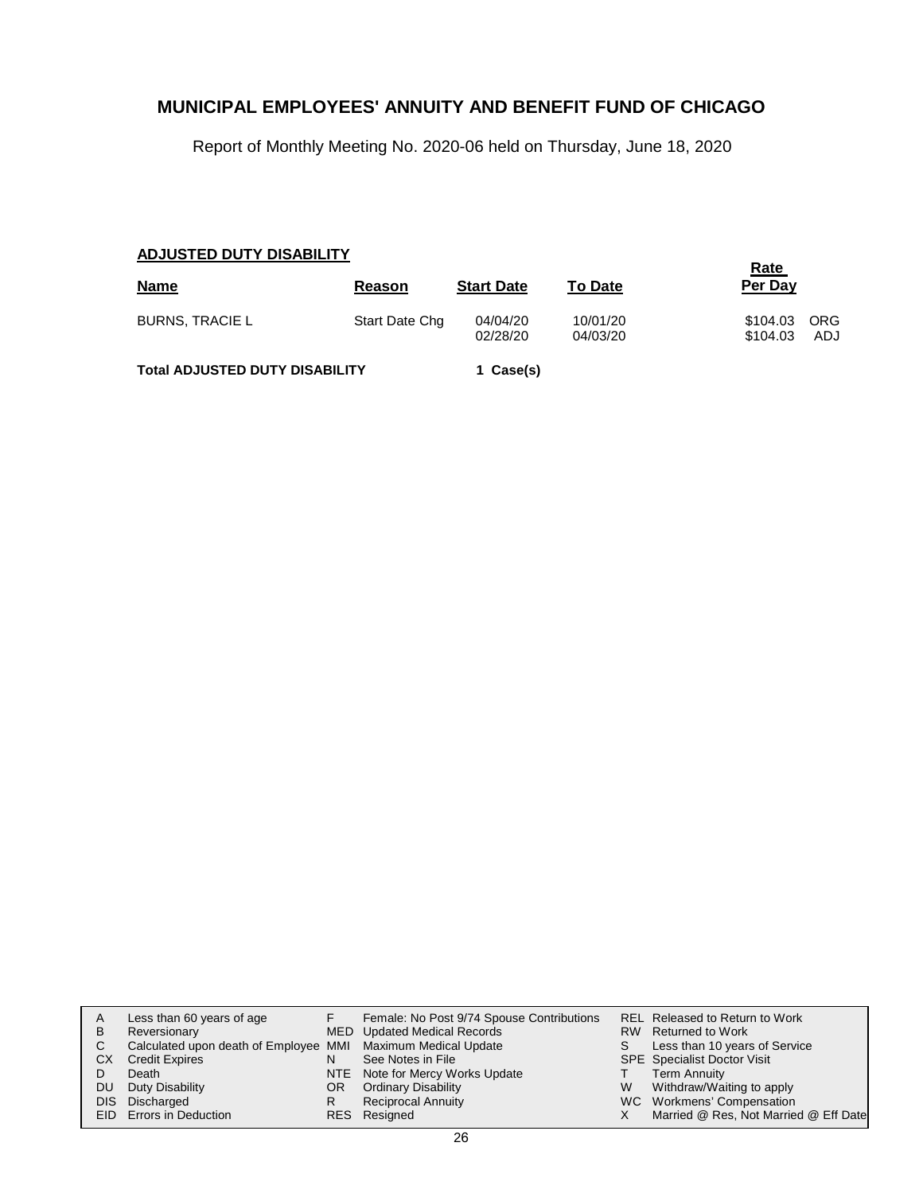# MUNICIPAL EMPLOYEES' ANNUITY AND BENEFIT FUND OF CHICAGO

Report of Monthly Meeting No. 2020-06 held on Thursday, June 18, 2020

**ADJUSTED DUTY DISABILITY**

| Name | Reason | Start Date | To Date | Rate Per Day | |
|---|---|---|---|---|---|
| BURNS, TRACIE L | Start Date Chg | 04/04/20 | 10/01/20 | $104.03 | ORG |
| | | 02/28/20 | 04/03/20 | $104.03 | ADJ |

**Total ADJUSTED DUTY DISABILITY** **1 Case(s)**

| | | | | | |
|---|---|---|---|---|---|
| A | Less than 60 years of age | F | Female: No Post 9/74 Spouse Contributions | REL | Released to Return to Work |
| B | Reversionary | MED | Updated Medical Records | RW | Returned to Work |
| C | Calculated upon death of Employee | MMI | Maximum Medical Update | S | Less than 10 years of Service |
| CX | Credit Expires | N | See Notes in File | SPE | Specialist Doctor Visit |
| D | Death | NTE | Note for Mercy Works Update | T | Term Annuity |
| DU | Duty Disability | OR | Ordinary Disability | W | Withdraw/Waiting to apply |
| DIS | Discharged | R | Reciprocal Annuity | WC | Workmens' Compensation |
| EID | Errors in Deduction | RES | Resigned | X | Married @ Res, Not Married @ Eff Date |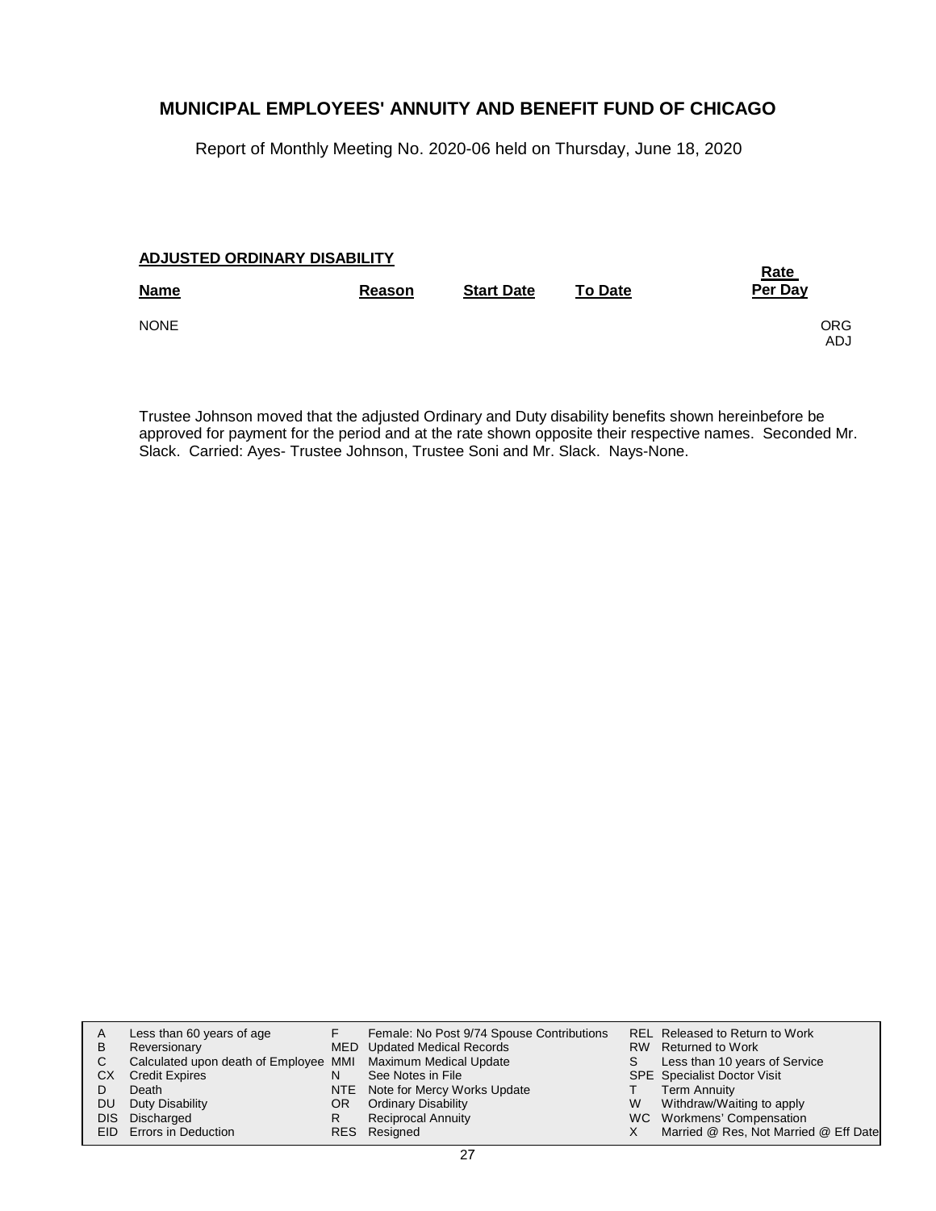# MUNICIPAL EMPLOYEES' ANNUITY AND BENEFIT FUND OF CHICAGO

Report of Monthly Meeting No. 2020-06 held on Thursday, June 18, 2020

## ADJUSTED ORDINARY DISABILITY

| Name | Reason | Start Date | To Date | Rate Per Day |
|---|---|---|---|---|
| NONE | | | | ORG ADJ |

Trustee Johnson moved that the adjusted Ordinary and Duty disability benefits shown hereinbefore be approved for payment for the period and at the rate shown opposite their respective names. Seconded Mr. Slack. Carried: Ayes- Trustee Johnson, Trustee Soni and Mr. Slack. Nays-None.

| | | | | | |
|---|---|---|---|---|---|
| A | Less than 60 years of age | F | Female: No Post 9/74 Spouse Contributions | REL | Released to Return to Work |
| B | Reversionary | MED | Updated Medical Records | RW | Returned to Work |
| C | Calculated upon death of Employee | MMI | Maximum Medical Update | S | Less than 10 years of Service |
| CX | Credit Expires | N | See Notes in File | SPE | Specialist Doctor Visit |
| D | Death | NTE | Note for Mercy Works Update | T | Term Annuity |
| DU | Duty Disability | OR | Ordinary Disability | W | Withdraw/Waiting to apply |
| DIS | Discharged | R | Reciprocal Annuity | WC | Workmens' Compensation |
| EID | Errors in Deduction | RES | Resigned | X | Married @ Res, Not Married @ Eff Date |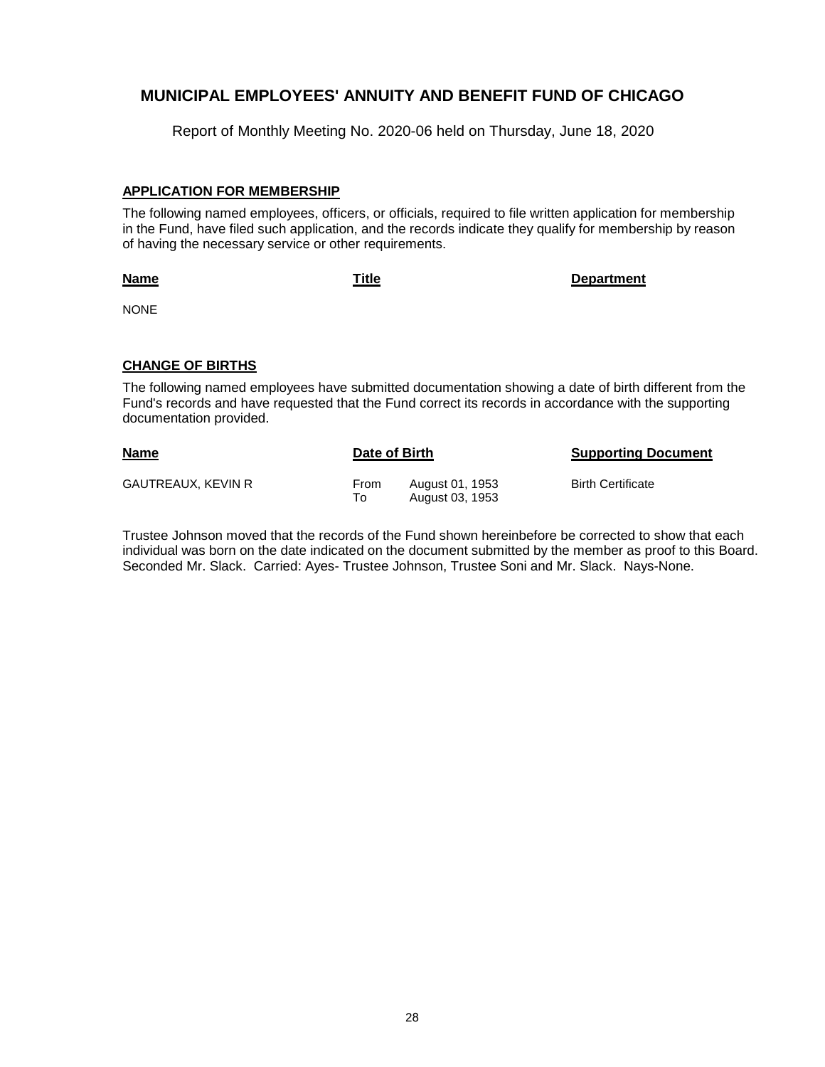# MUNICIPAL EMPLOYEES' ANNUITY AND BENEFIT FUND OF CHICAGO

Report of Monthly Meeting No. 2020-06 held on Thursday, June 18, 2020

## APPLICATION FOR MEMBERSHIP

The following named employees, officers, or officials, required to file written application for membership in the Fund, have filed such application, and the records indicate they qualify for membership by reason of having the necessary service or other requirements.

| Name | Title | Department |
| --- | --- | --- |
| NONE | | |

## CHANGE OF BIRTHS

The following named employees have submitted documentation showing a date of birth different from the Fund's records and have requested that the Fund correct its records in accordance with the supporting documentation provided.

| Name | Date of Birth | | Supporting Document |
| --- | --- | --- | --- |
| GAUTREAUX, KEVIN R | From | August 01, 1953 | Birth Certificate |
| | To | August 03, 1953 | |

Trustee Johnson moved that the records of the Fund shown hereinbefore be corrected to show that each individual was born on the date indicated on the document submitted by the member as proof to this Board. Seconded Mr. Slack. Carried: Ayes- Trustee Johnson, Trustee Soni and Mr. Slack. Nays-None.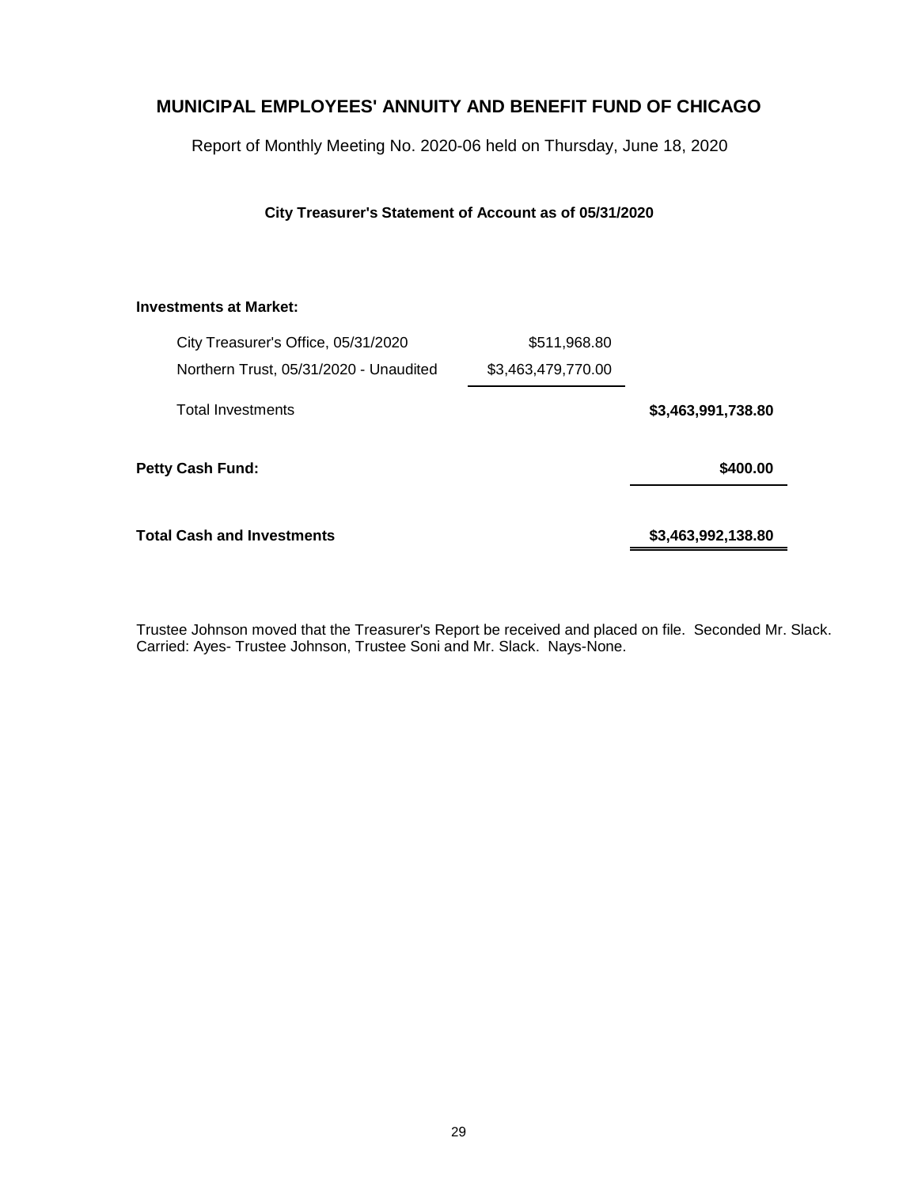# MUNICIPAL EMPLOYEES' ANNUITY AND BENEFIT FUND OF CHICAGO

Report of Monthly Meeting No. 2020-06 held on Thursday, June 18, 2020

### City Treasurer's Statement of Account as of 05/31/2020

| | | |
|---|---|---|
| **Investments at Market:** | | |
| City Treasurer's Office, 05/31/2020 | $511,968.80 | |
| Northern Trust, 05/31/2020 - Unaudited | $3,463,479,770.00 | |
| Total Investments | | **$3,463,991,738.80** |
| **Petty Cash Fund:** | | **$400.00** |
| **Total Cash and Investments** | | **$3,463,992,138.80** |

Trustee Johnson moved that the Treasurer's Report be received and placed on file. Seconded Mr. Slack. Carried: Ayes- Trustee Johnson, Trustee Soni and Mr. Slack. Nays-None.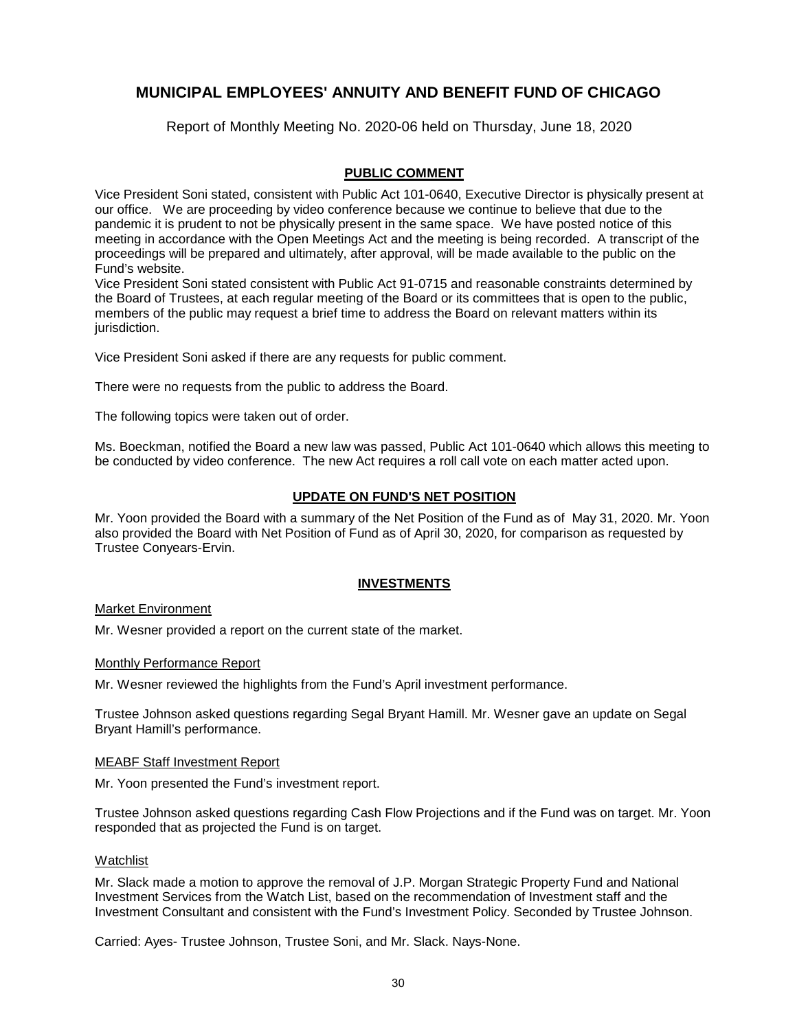# MUNICIPAL EMPLOYEES' ANNUITY AND BENEFIT FUND OF CHICAGO

Report of Monthly Meeting No. 2020-06 held on Thursday, June 18, 2020

## PUBLIC COMMENT

Vice President Soni stated, consistent with Public Act 101-0640, Executive Director is physically present at our office. We are proceeding by video conference because we continue to believe that due to the pandemic it is prudent to not be physically present in the same space. We have posted notice of this meeting in accordance with the Open Meetings Act and the meeting is being recorded. A transcript of the proceedings will be prepared and ultimately, after approval, will be made available to the public on the Fund's website.

Vice President Soni stated consistent with Public Act 91-0715 and reasonable constraints determined by the Board of Trustees, at each regular meeting of the Board or its committees that is open to the public, members of the public may request a brief time to address the Board on relevant matters within its jurisdiction.

Vice President Soni asked if there are any requests for public comment.

There were no requests from the public to address the Board.

The following topics were taken out of order.

Ms. Boeckman, notified the Board a new law was passed, Public Act 101-0640 which allows this meeting to be conducted by video conference. The new Act requires a roll call vote on each matter acted upon.

## UPDATE ON FUND'S NET POSITION

Mr. Yoon provided the Board with a summary of the Net Position of the Fund as of May 31, 2020. Mr. Yoon also provided the Board with Net Position of Fund as of April 30, 2020, for comparison as requested by Trustee Conyears-Ervin.

## INVESTMENTS

### Market Environment

Mr. Wesner provided a report on the current state of the market.

### Monthly Performance Report

Mr. Wesner reviewed the highlights from the Fund's April investment performance.

Trustee Johnson asked questions regarding Segal Bryant Hamill. Mr. Wesner gave an update on Segal Bryant Hamill's performance.

### MEABF Staff Investment Report

Mr. Yoon presented the Fund's investment report.

Trustee Johnson asked questions regarding Cash Flow Projections and if the Fund was on target. Mr. Yoon responded that as projected the Fund is on target.

### Watchlist

Mr. Slack made a motion to approve the removal of J.P. Morgan Strategic Property Fund and National Investment Services from the Watch List, based on the recommendation of Investment staff and the Investment Consultant and consistent with the Fund's Investment Policy. Seconded by Trustee Johnson.

Carried: Ayes- Trustee Johnson, Trustee Soni, and Mr. Slack. Nays-None.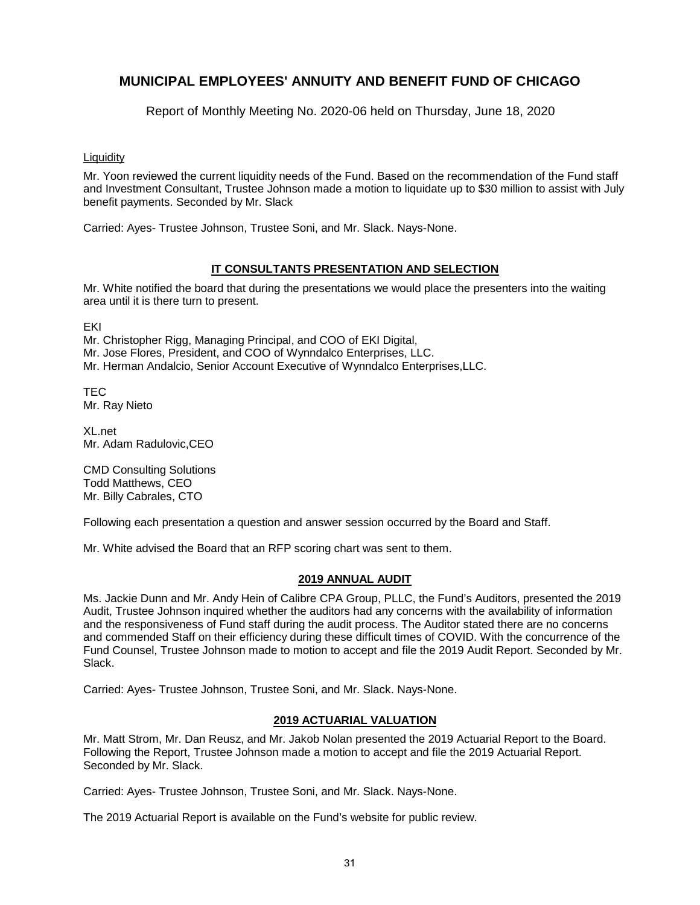# MUNICIPAL EMPLOYEES' ANNUITY AND BENEFIT FUND OF CHICAGO

Report of Monthly Meeting No. 2020-06 held on Thursday, June 18, 2020

Liquidity

Mr. Yoon reviewed the current liquidity needs of the Fund. Based on the recommendation of the Fund staff and Investment Consultant, Trustee Johnson made a motion to liquidate up to $30 million to assist with July benefit payments. Seconded by Mr. Slack

Carried: Ayes- Trustee Johnson, Trustee Soni, and Mr. Slack. Nays-None.

## IT CONSULTANTS PRESENTATION AND SELECTION

Mr. White notified the board that during the presentations we would place the presenters into the waiting area until it is there turn to present.

EKI
Mr. Christopher Rigg, Managing Principal, and COO of EKI Digital,
Mr. Jose Flores, President, and COO of Wynndalco Enterprises, LLC.
Mr. Herman Andalcio, Senior Account Executive of Wynndalco Enterprises,LLC.

TEC
Mr. Ray Nieto

XL.net
Mr. Adam Radulovic,CEO

CMD Consulting Solutions
Todd Matthews, CEO
Mr. Billy Cabrales, CTO

Following each presentation a question and answer session occurred by the Board and Staff.

Mr. White advised the Board that an RFP scoring chart was sent to them.

## 2019 ANNUAL AUDIT

Ms. Jackie Dunn and Mr. Andy Hein of Calibre CPA Group, PLLC, the Fund's Auditors, presented the 2019 Audit, Trustee Johnson inquired whether the auditors had any concerns with the availability of information and the responsiveness of Fund staff during the audit process. The Auditor stated there are no concerns and commended Staff on their efficiency during these difficult times of COVID. With the concurrence of the Fund Counsel, Trustee Johnson made to motion to accept and file the 2019 Audit Report. Seconded by Mr. Slack.

Carried: Ayes- Trustee Johnson, Trustee Soni, and Mr. Slack. Nays-None.

## 2019 ACTUARIAL VALUATION

Mr. Matt Strom, Mr. Dan Reusz, and Mr. Jakob Nolan presented the 2019 Actuarial Report to the Board. Following the Report, Trustee Johnson made a motion to accept and file the 2019 Actuarial Report. Seconded by Mr. Slack.

Carried: Ayes- Trustee Johnson, Trustee Soni, and Mr. Slack. Nays-None.

The 2019 Actuarial Report is available on the Fund's website for public review.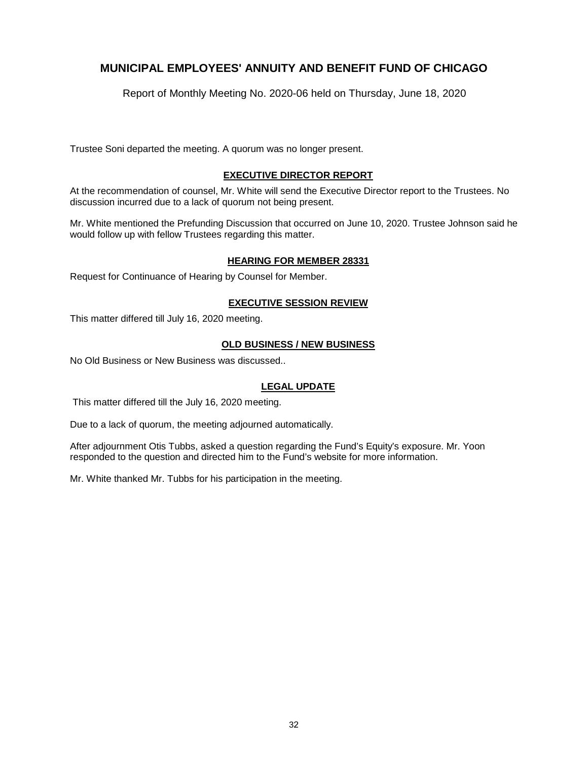# MUNICIPAL EMPLOYEES' ANNUITY AND BENEFIT FUND OF CHICAGO

Report of Monthly Meeting No. 2020-06 held on Thursday, June 18, 2020

Trustee Soni departed the meeting. A quorum was no longer present.

## EXECUTIVE DIRECTOR REPORT

At the recommendation of counsel, Mr. White will send the Executive Director report to the Trustees. No discussion incurred due to a lack of quorum not being present.

Mr. White mentioned the Prefunding Discussion that occurred on June 10, 2020. Trustee Johnson said he would follow up with fellow Trustees regarding this matter.

## HEARING FOR MEMBER 28331

Request for Continuance of Hearing by Counsel for Member.

## EXECUTIVE SESSION REVIEW

This matter differed till July 16, 2020 meeting.

## OLD BUSINESS / NEW BUSINESS

No Old Business or New Business was discussed..

## LEGAL UPDATE

This matter differed till the July 16, 2020 meeting.

Due to a lack of quorum, the meeting adjourned automatically.

After adjournment Otis Tubbs, asked a question regarding the Fund's Equity's exposure. Mr. Yoon responded to the question and directed him to the Fund's website for more information.

Mr. White thanked Mr. Tubbs for his participation in the meeting.